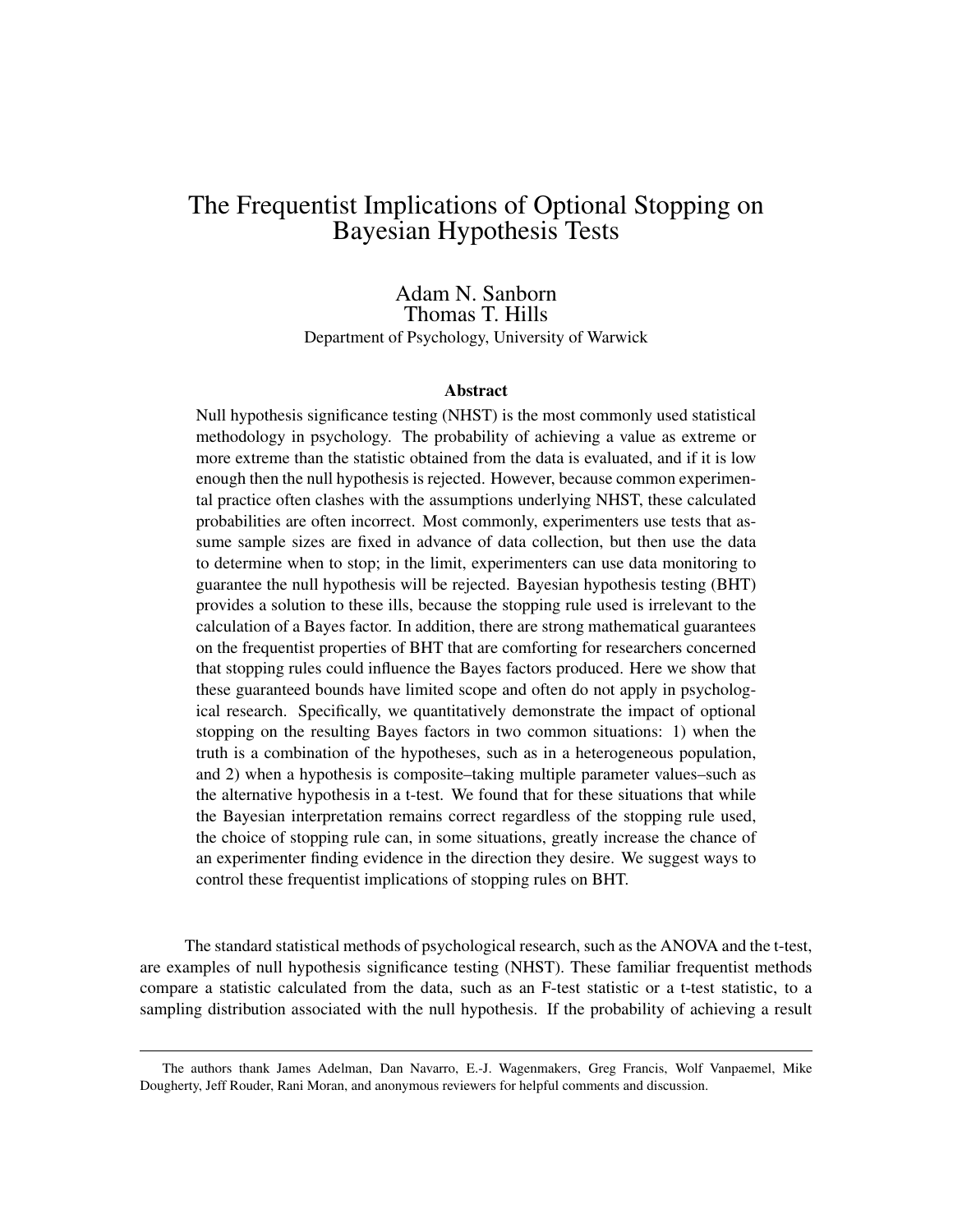# The Frequentist Implications of Optional Stopping on Bayesian Hypothesis Tests

Adam N. Sanborn
Thomas T. Hills
Department of Psychology, University of Warwick

### Abstract

Null hypothesis significance testing (NHST) is the most commonly used statistical methodology in psychology. The probability of achieving a value as extreme or more extreme than the statistic obtained from the data is evaluated, and if it is low enough then the null hypothesis is rejected. However, because common experimental practice often clashes with the assumptions underlying NHST, these calculated probabilities are often incorrect. Most commonly, experimenters use tests that assume sample sizes are fixed in advance of data collection, but then use the data to determine when to stop; in the limit, experimenters can use data monitoring to guarantee the null hypothesis will be rejected. Bayesian hypothesis testing (BHT) provides a solution to these ills, because the stopping rule used is irrelevant to the calculation of a Bayes factor. In addition, there are strong mathematical guarantees on the frequentist properties of BHT that are comforting for researchers concerned that stopping rules could influence the Bayes factors produced. Here we show that these guaranteed bounds have limited scope and often do not apply in psychological research. Specifically, we quantitatively demonstrate the impact of optional stopping on the resulting Bayes factors in two common situations: 1) when the truth is a combination of the hypotheses, such as in a heterogeneous population, and 2) when a hypothesis is composite–taking multiple parameter values–such as the alternative hypothesis in a t-test. We found that for these situations that while the Bayesian interpretation remains correct regardless of the stopping rule used, the choice of stopping rule can, in some situations, greatly increase the chance of an experimenter finding evidence in the direction they desire. We suggest ways to control these frequentist implications of stopping rules on BHT.

The standard statistical methods of psychological research, such as the ANOVA and the t-test, are examples of null hypothesis significance testing (NHST). These familiar frequentist methods compare a statistic calculated from the data, such as an F-test statistic or a t-test statistic, to a sampling distribution associated with the null hypothesis. If the probability of achieving a result

---

The authors thank James Adelman, Dan Navarro, E.-J. Wagenmakers, Greg Francis, Wolf Vanpaemel, Mike Dougherty, Jeff Rouder, Rani Moran, and anonymous reviewers for helpful comments and discussion.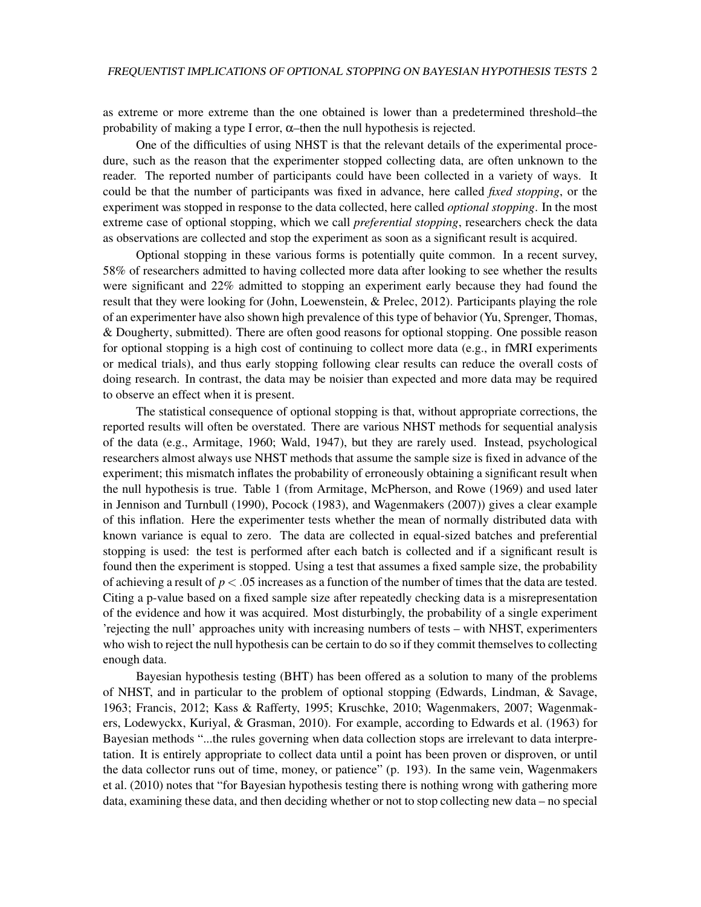as extreme or more extreme than the one obtained is lower than a predetermined threshold–the probability of making a type I error, $\alpha$–then the null hypothesis is rejected.

One of the difficulties of using NHST is that the relevant details of the experimental procedure, such as the reason that the experimenter stopped collecting data, are often unknown to the reader. The reported number of participants could have been collected in a variety of ways. It could be that the number of participants was fixed in advance, here called *fixed stopping*, or the experiment was stopped in response to the data collected, here called *optional stopping*. In the most extreme case of optional stopping, which we call *preferential stopping*, researchers check the data as observations are collected and stop the experiment as soon as a significant result is acquired.

Optional stopping in these various forms is potentially quite common. In a recent survey, 58% of researchers admitted to having collected more data after looking to see whether the results were significant and 22% admitted to stopping an experiment early because they had found the result that they were looking for (John, Loewenstein, & Prelec, 2012). Participants playing the role of an experimenter have also shown high prevalence of this type of behavior (Yu, Sprenger, Thomas, & Dougherty, submitted). There are often good reasons for optional stopping. One possible reason for optional stopping is a high cost of continuing to collect more data (e.g., in fMRI experiments or medical trials), and thus early stopping following clear results can reduce the overall costs of doing research. In contrast, the data may be noisier than expected and more data may be required to observe an effect when it is present.

The statistical consequence of optional stopping is that, without appropriate corrections, the reported results will often be overstated. There are various NHST methods for sequential analysis of the data (e.g., Armitage, 1960; Wald, 1947), but they are rarely used. Instead, psychological researchers almost always use NHST methods that assume the sample size is fixed in advance of the experiment; this mismatch inflates the probability of erroneously obtaining a significant result when the null hypothesis is true. Table 1 (from Armitage, McPherson, and Rowe (1969) and used later in Jennison and Turnbull (1990), Pocock (1983), and Wagenmakers (2007)) gives a clear example of this inflation. Here the experimenter tests whether the mean of normally distributed data with known variance is equal to zero. The data are collected in equal-sized batches and preferential stopping is used: the test is performed after each batch is collected and if a significant result is found then the experiment is stopped. Using a test that assumes a fixed sample size, the probability of achieving a result of $p < .05$ increases as a function of the number of times that the data are tested. Citing a p-value based on a fixed sample size after repeatedly checking data is a misrepresentation of the evidence and how it was acquired. Most disturbingly, the probability of a single experiment 'rejecting the null' approaches unity with increasing numbers of tests – with NHST, experimenters who wish to reject the null hypothesis can be certain to do so if they commit themselves to collecting enough data.

Bayesian hypothesis testing (BHT) has been offered as a solution to many of the problems of NHST, and in particular to the problem of optional stopping (Edwards, Lindman, & Savage, 1963; Francis, 2012; Kass & Rafferty, 1995; Kruschke, 2010; Wagenmakers, 2007; Wagenmakers, Lodewyckx, Kuriyal, & Grasman, 2010). For example, according to Edwards et al. (1963) for Bayesian methods "...the rules governing when data collection stops are irrelevant to data interpretation. It is entirely appropriate to collect data until a point has been proven or disproven, or until the data collector runs out of time, money, or patience" (p. 193). In the same vein, Wagenmakers et al. (2010) notes that "for Bayesian hypothesis testing there is nothing wrong with gathering more data, examining these data, and then deciding whether or not to stop collecting new data – no special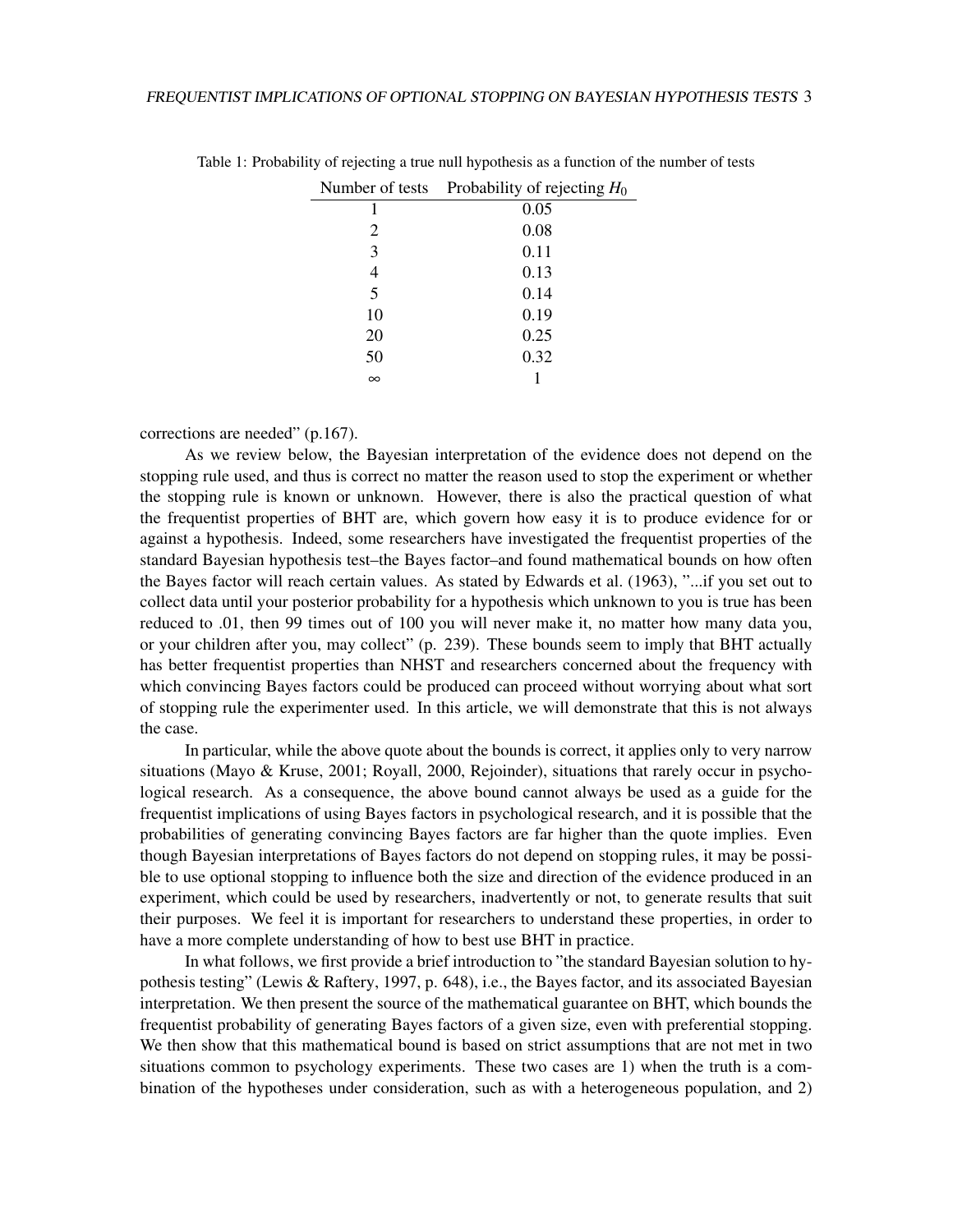Table 1: Probability of rejecting a true null hypothesis as a function of the number of tests

| Number of tests | Probability of rejecting $H_0$ |
|---|---|
| 1 | 0.05 |
| 2 | 0.08 |
| 3 | 0.11 |
| 4 | 0.13 |
| 5 | 0.14 |
| 10 | 0.19 |
| 20 | 0.25 |
| 50 | 0.32 |
| $\infty$ | 1 |

corrections are needed" (p.167).

As we review below, the Bayesian interpretation of the evidence does not depend on the stopping rule used, and thus is correct no matter the reason used to stop the experiment or whether the stopping rule is known or unknown. However, there is also the practical question of what the frequentist properties of BHT are, which govern how easy it is to produce evidence for or against a hypothesis. Indeed, some researchers have investigated the frequentist properties of the standard Bayesian hypothesis test–the Bayes factor–and found mathematical bounds on how often the Bayes factor will reach certain values. As stated by Edwards et al. (1963), "...if you set out to collect data until your posterior probability for a hypothesis which unknown to you is true has been reduced to .01, then 99 times out of 100 you will never make it, no matter how many data you, or your children after you, may collect" (p. 239). These bounds seem to imply that BHT actually has better frequentist properties than NHST and researchers concerned about the frequency with which convincing Bayes factors could be produced can proceed without worrying about what sort of stopping rule the experimenter used. In this article, we will demonstrate that this is not always the case.

In particular, while the above quote about the bounds is correct, it applies only to very narrow situations (Mayo & Kruse, 2001; Royall, 2000, Rejoinder), situations that rarely occur in psychological research. As a consequence, the above bound cannot always be used as a guide for the frequentist implications of using Bayes factors in psychological research, and it is possible that the probabilities of generating convincing Bayes factors are far higher than the quote implies. Even though Bayesian interpretations of Bayes factors do not depend on stopping rules, it may be possible to use optional stopping to influence both the size and direction of the evidence produced in an experiment, which could be used by researchers, inadvertently or not, to generate results that suit their purposes. We feel it is important for researchers to understand these properties, in order to have a more complete understanding of how to best use BHT in practice.

In what follows, we first provide a brief introduction to "the standard Bayesian solution to hypothesis testing" (Lewis & Raftery, 1997, p. 648), i.e., the Bayes factor, and its associated Bayesian interpretation. We then present the source of the mathematical guarantee on BHT, which bounds the frequentist probability of generating Bayes factors of a given size, even with preferential stopping. We then show that this mathematical bound is based on strict assumptions that are not met in two situations common to psychology experiments. These two cases are 1) when the truth is a combination of the hypotheses under consideration, such as with a heterogeneous population, and 2)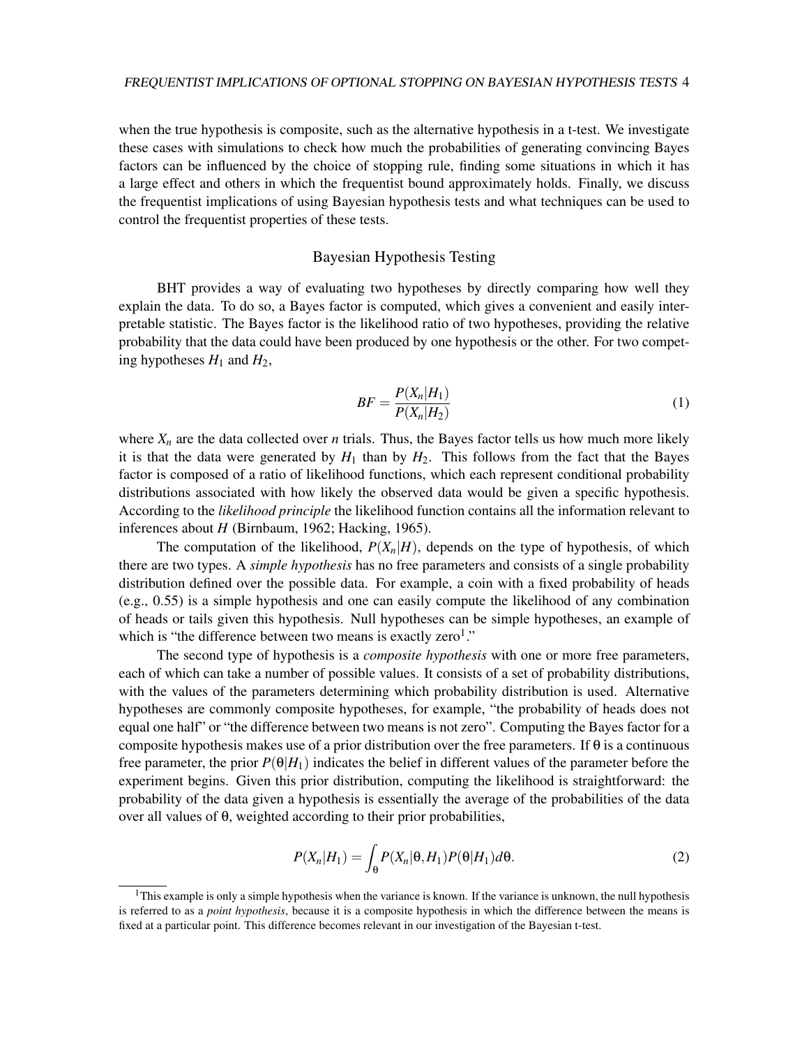when the true hypothesis is composite, such as the alternative hypothesis in a t-test. We investigate these cases with simulations to check how much the probabilities of generating convincing Bayes factors can be influenced by the choice of stopping rule, finding some situations in which it has a large effect and others in which the frequentist bound approximately holds. Finally, we discuss the frequentist implications of using Bayesian hypothesis tests and what techniques can be used to control the frequentist properties of these tests.

## Bayesian Hypothesis Testing

BHT provides a way of evaluating two hypotheses by directly comparing how well they explain the data. To do so, a Bayes factor is computed, which gives a convenient and easily interpretable statistic. The Bayes factor is the likelihood ratio of two hypotheses, providing the relative probability that the data could have been produced by one hypothesis or the other. For two competing hypotheses $H_1$ and $H_2$,

$$BF = \frac{P(X_n|H_1)}{P(X_n|H_2)} \tag{1}$$

where $X_n$ are the data collected over $n$ trials. Thus, the Bayes factor tells us how much more likely it is that the data were generated by $H_1$ than by $H_2$. This follows from the fact that the Bayes factor is composed of a ratio of likelihood functions, which each represent conditional probability distributions associated with how likely the observed data would be given a specific hypothesis. According to the *likelihood principle* the likelihood function contains all the information relevant to inferences about $H$ (Birnbaum, 1962; Hacking, 1965).

The computation of the likelihood, $P(X_n|H)$, depends on the type of hypothesis, of which there are two types. A *simple hypothesis* has no free parameters and consists of a single probability distribution defined over the possible data. For example, a coin with a fixed probability of heads (e.g., 0.55) is a simple hypothesis and one can easily compute the likelihood of any combination of heads or tails given this hypothesis. Null hypotheses can be simple hypotheses, an example of which is "the difference between two means is exactly zero[1]."

The second type of hypothesis is a *composite hypothesis* with one or more free parameters, each of which can take a number of possible values. It consists of a set of probability distributions, with the values of the parameters determining which probability distribution is used. Alternative hypotheses are commonly composite hypotheses, for example, "the probability of heads does not equal one half" or "the difference between two means is not zero". Computing the Bayes factor for a composite hypothesis makes use of a prior distribution over the free parameters. If $\theta$ is a continuous free parameter, the prior $P(\theta|H_1)$ indicates the belief in different values of the parameter before the experiment begins. Given this prior distribution, computing the likelihood is straightforward: the probability of the data given a hypothesis is essentially the average of the probabilities of the data over all values of $\theta$, weighted according to their prior probabilities,

$$P(X_n|H_1) = \int_\theta P(X_n|\theta, H_1)P(\theta|H_1)d\theta. \tag{2}$$

[1]This example is only a simple hypothesis when the variance is known. If the variance is unknown, the null hypothesis is referred to as a *point hypothesis*, because it is a composite hypothesis in which the difference between the means is fixed at a particular point. This difference becomes relevant in our investigation of the Bayesian t-test.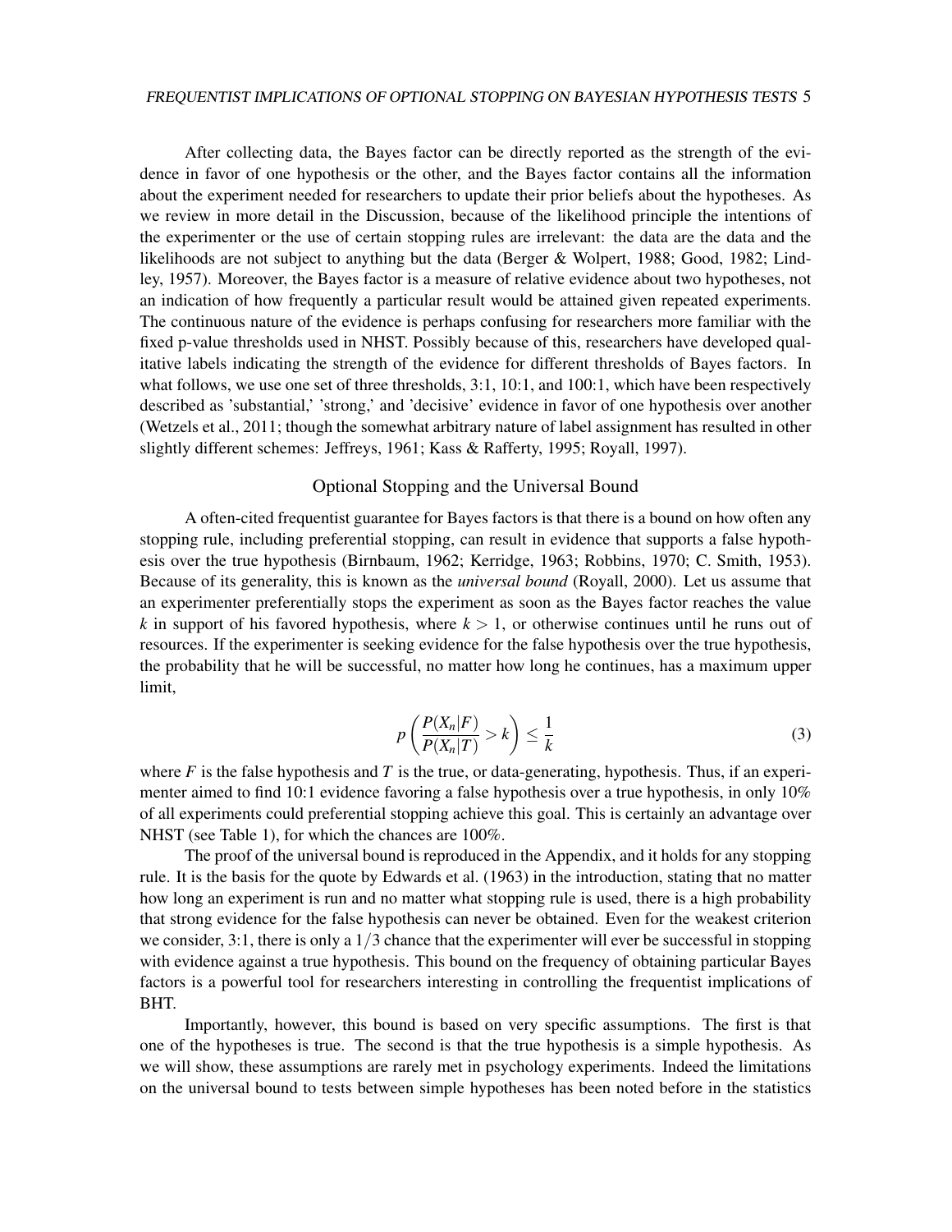After collecting data, the Bayes factor can be directly reported as the strength of the evidence in favor of one hypothesis or the other, and the Bayes factor contains all the information about the experiment needed for researchers to update their prior beliefs about the hypotheses. As we review in more detail in the Discussion, because of the likelihood principle the intentions of the experimenter or the use of certain stopping rules are irrelevant: the data are the data and the likelihoods are not subject to anything but the data (Berger & Wolpert, 1988; Good, 1982; Lindley, 1957). Moreover, the Bayes factor is a measure of relative evidence about two hypotheses, not an indication of how frequently a particular result would be attained given repeated experiments. The continuous nature of the evidence is perhaps confusing for researchers more familiar with the fixed p-value thresholds used in NHST. Possibly because of this, researchers have developed qualitative labels indicating the strength of the evidence for different thresholds of Bayes factors. In what follows, we use one set of three thresholds, 3:1, 10:1, and 100:1, which have been respectively described as 'substantial,' 'strong,' and 'decisive' evidence in favor of one hypothesis over another (Wetzels et al., 2011; though the somewhat arbitrary nature of label assignment has resulted in other slightly different schemes: Jeffreys, 1961; Kass & Rafferty, 1995; Royall, 1997).

## Optional Stopping and the Universal Bound

A often-cited frequentist guarantee for Bayes factors is that there is a bound on how often any stopping rule, including preferential stopping, can result in evidence that supports a false hypothesis over the true hypothesis (Birnbaum, 1962; Kerridge, 1963; Robbins, 1970; C. Smith, 1953). Because of its generality, this is known as the *universal bound* (Royall, 2000). Let us assume that an experimenter preferentially stops the experiment as soon as the Bayes factor reaches the value $k$ in support of his favored hypothesis, where $k > 1$, or otherwise continues until he runs out of resources. If the experimenter is seeking evidence for the false hypothesis over the true hypothesis, the probability that he will be successful, no matter how long he continues, has a maximum upper limit,

$$p\left(\frac{P(X_n|F)}{P(X_n|T)} > k\right) \leq \frac{1}{k} \tag{3}$$

where $F$ is the false hypothesis and $T$ is the true, or data-generating, hypothesis. Thus, if an experimenter aimed to find 10:1 evidence favoring a false hypothesis over a true hypothesis, in only 10% of all experiments could preferential stopping achieve this goal. This is certainly an advantage over NHST (see Table 1), for which the chances are 100%.

The proof of the universal bound is reproduced in the Appendix, and it holds for any stopping rule. It is the basis for the quote by Edwards et al. (1963) in the introduction, stating that no matter how long an experiment is run and no matter what stopping rule is used, there is a high probability that strong evidence for the false hypothesis can never be obtained. Even for the weakest criterion we consider, 3:1, there is only a $1/3$ chance that the experimenter will ever be successful in stopping with evidence against a true hypothesis. This bound on the frequency of obtaining particular Bayes factors is a powerful tool for researchers interesting in controlling the frequentist implications of BHT.

Importantly, however, this bound is based on very specific assumptions. The first is that one of the hypotheses is true. The second is that the true hypothesis is a simple hypothesis. As we will show, these assumptions are rarely met in psychology experiments. Indeed the limitations on the universal bound to tests between simple hypotheses has been noted before in the statistics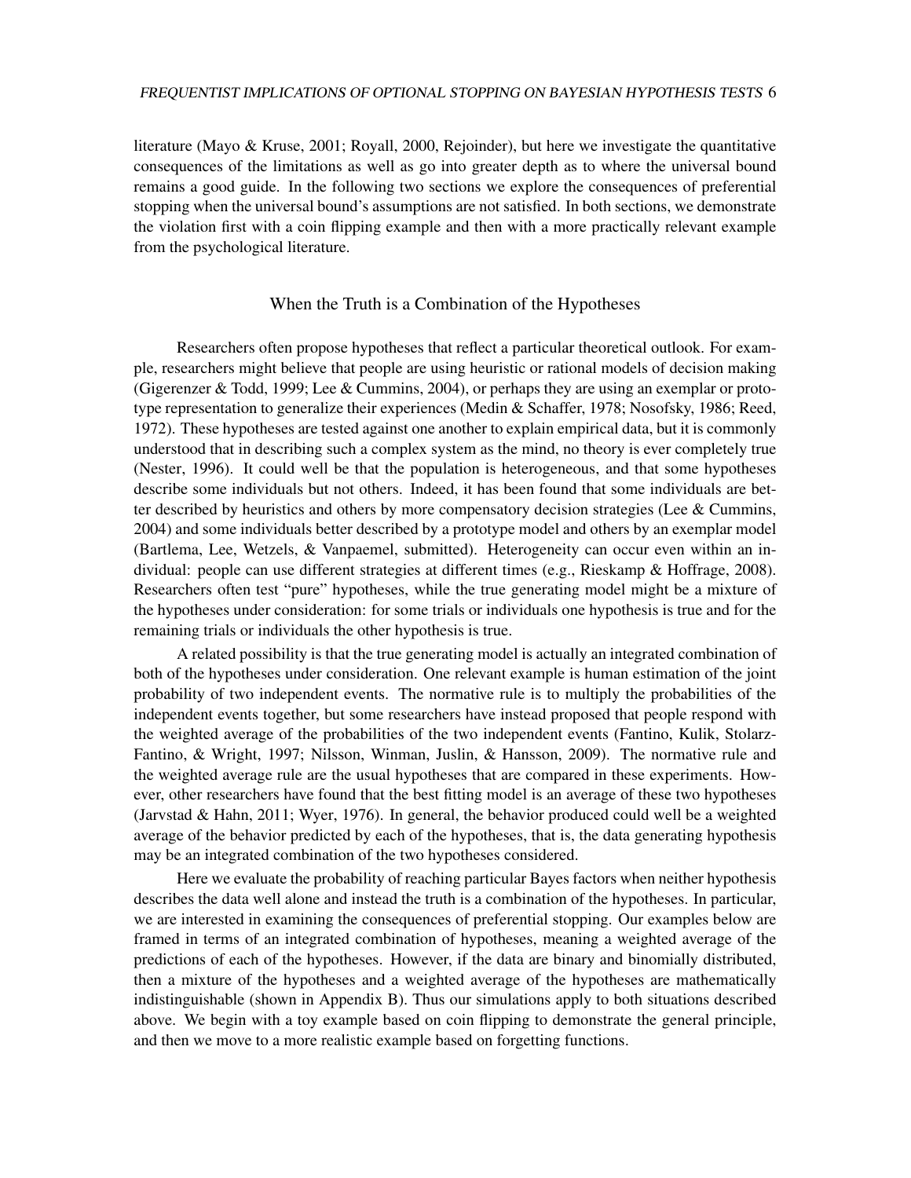literature (Mayo & Kruse, 2001; Royall, 2000, Rejoinder), but here we investigate the quantitative consequences of the limitations as well as go into greater depth as to where the universal bound remains a good guide. In the following two sections we explore the consequences of preferential stopping when the universal bound's assumptions are not satisfied. In both sections, we demonstrate the violation first with a coin flipping example and then with a more practically relevant example from the psychological literature.

## When the Truth is a Combination of the Hypotheses

Researchers often propose hypotheses that reflect a particular theoretical outlook. For example, researchers might believe that people are using heuristic or rational models of decision making (Gigerenzer & Todd, 1999; Lee & Cummins, 2004), or perhaps they are using an exemplar or prototype representation to generalize their experiences (Medin & Schaffer, 1978; Nosofsky, 1986; Reed, 1972). These hypotheses are tested against one another to explain empirical data, but it is commonly understood that in describing such a complex system as the mind, no theory is ever completely true (Nester, 1996). It could well be that the population is heterogeneous, and that some hypotheses describe some individuals but not others. Indeed, it has been found that some individuals are better described by heuristics and others by more compensatory decision strategies (Lee & Cummins, 2004) and some individuals better described by a prototype model and others by an exemplar model (Bartlema, Lee, Wetzels, & Vanpaemel, submitted). Heterogeneity can occur even within an individual: people can use different strategies at different times (e.g., Rieskamp & Hoffrage, 2008). Researchers often test "pure" hypotheses, while the true generating model might be a mixture of the hypotheses under consideration: for some trials or individuals one hypothesis is true and for the remaining trials or individuals the other hypothesis is true.

A related possibility is that the true generating model is actually an integrated combination of both of the hypotheses under consideration. One relevant example is human estimation of the joint probability of two independent events. The normative rule is to multiply the probabilities of the independent events together, but some researchers have instead proposed that people respond with the weighted average of the probabilities of the two independent events (Fantino, Kulik, Stolarz-Fantino, & Wright, 1997; Nilsson, Winman, Juslin, & Hansson, 2009). The normative rule and the weighted average rule are the usual hypotheses that are compared in these experiments. However, other researchers have found that the best fitting model is an average of these two hypotheses (Jarvstad & Hahn, 2011; Wyer, 1976). In general, the behavior produced could well be a weighted average of the behavior predicted by each of the hypotheses, that is, the data generating hypothesis may be an integrated combination of the two hypotheses considered.

Here we evaluate the probability of reaching particular Bayes factors when neither hypothesis describes the data well alone and instead the truth is a combination of the hypotheses. In particular, we are interested in examining the consequences of preferential stopping. Our examples below are framed in terms of an integrated combination of hypotheses, meaning a weighted average of the predictions of each of the hypotheses. However, if the data are binary and binomially distributed, then a mixture of the hypotheses and a weighted average of the hypotheses are mathematically indistinguishable (shown in Appendix B). Thus our simulations apply to both situations described above. We begin with a toy example based on coin flipping to demonstrate the general principle, and then we move to a more realistic example based on forgetting functions.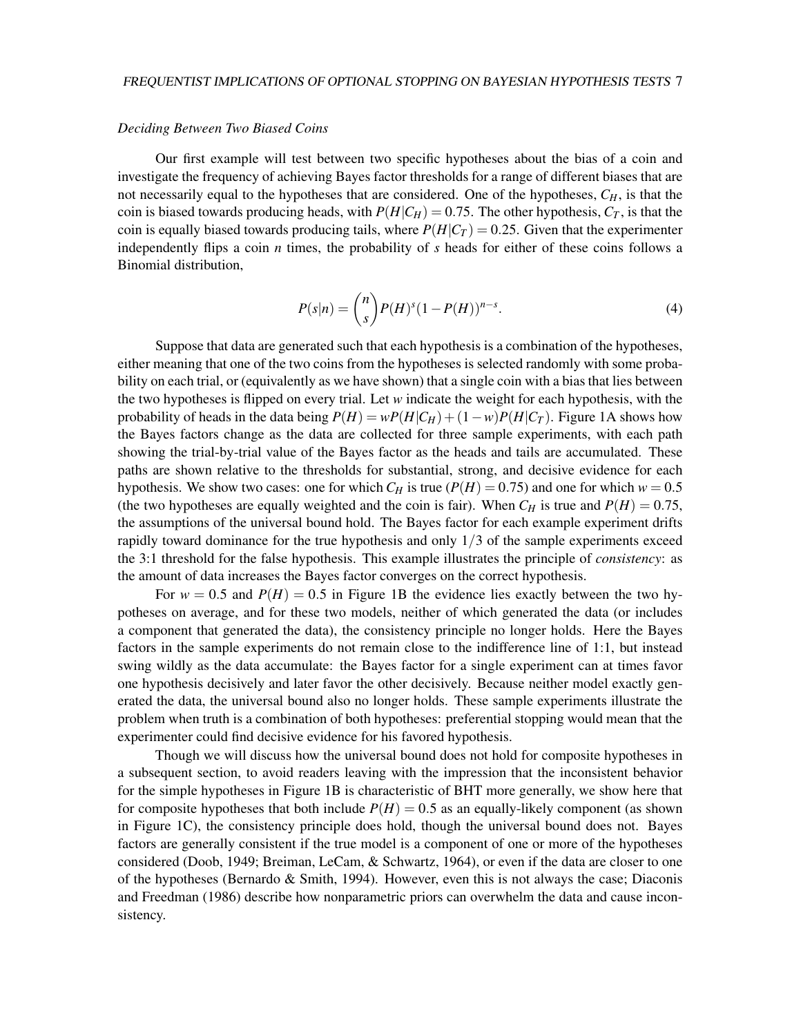### *Deciding Between Two Biased Coins*

Our first example will test between two specific hypotheses about the bias of a coin and investigate the frequency of achieving Bayes factor thresholds for a range of different biases that are not necessarily equal to the hypotheses that are considered. One of the hypotheses, $C_H$, is that the coin is biased towards producing heads, with $P(H|C_H) = 0.75$. The other hypothesis, $C_T$, is that the coin is equally biased towards producing tails, where $P(H|C_T) = 0.25$. Given that the experimenter independently flips a coin $n$ times, the probability of $s$ heads for either of these coins follows a Binomial distribution,

$$P(s|n) = \binom{n}{s} P(H)^s (1 - P(H))^{n-s}. \tag{4}$$

Suppose that data are generated such that each hypothesis is a combination of the hypotheses, either meaning that one of the two coins from the hypotheses is selected randomly with some probability on each trial, or (equivalently as we have shown) that a single coin with a bias that lies between the two hypotheses is flipped on every trial. Let $w$ indicate the weight for each hypothesis, with the probability of heads in the data being $P(H) = wP(H|C_H) + (1-w)P(H|C_T)$. Figure 1A shows how the Bayes factors change as the data are collected for three sample experiments, with each path showing the trial-by-trial value of the Bayes factor as the heads and tails are accumulated. These paths are shown relative to the thresholds for substantial, strong, and decisive evidence for each hypothesis. We show two cases: one for which $C_H$ is true ($P(H) = 0.75$) and one for which $w = 0.5$ (the two hypotheses are equally weighted and the coin is fair). When $C_H$ is true and $P(H) = 0.75$, the assumptions of the universal bound hold. The Bayes factor for each example experiment drifts rapidly toward dominance for the true hypothesis and only $1/3$ of the sample experiments exceed the 3:1 threshold for the false hypothesis. This example illustrates the principle of *consistency*: as the amount of data increases the Bayes factor converges on the correct hypothesis.

For $w = 0.5$ and $P(H) = 0.5$ in Figure 1B the evidence lies exactly between the two hypotheses on average, and for these two models, neither of which generated the data (or includes a component that generated the data), the consistency principle no longer holds. Here the Bayes factors in the sample experiments do not remain close to the indifference line of 1:1, but instead swing wildly as the data accumulate: the Bayes factor for a single experiment can at times favor one hypothesis decisively and later favor the other decisively. Because neither model exactly generated the data, the universal bound also no longer holds. These sample experiments illustrate the problem when truth is a combination of both hypotheses: preferential stopping would mean that the experimenter could find decisive evidence for his favored hypothesis.

Though we will discuss how the universal bound does not hold for composite hypotheses in a subsequent section, to avoid readers leaving with the impression that the inconsistent behavior for the simple hypotheses in Figure 1B is characteristic of BHT more generally, we show here that for composite hypotheses that both include $P(H) = 0.5$ as an equally-likely component (as shown in Figure 1C), the consistency principle does hold, though the universal bound does not. Bayes factors are generally consistent if the true model is a component of one or more of the hypotheses considered (Doob, 1949; Breiman, LeCam, & Schwartz, 1964), or even if the data are closer to one of the hypotheses (Bernardo & Smith, 1994). However, even this is not always the case; Diaconis and Freedman (1986) describe how nonparametric priors can overwhelm the data and cause inconsistency.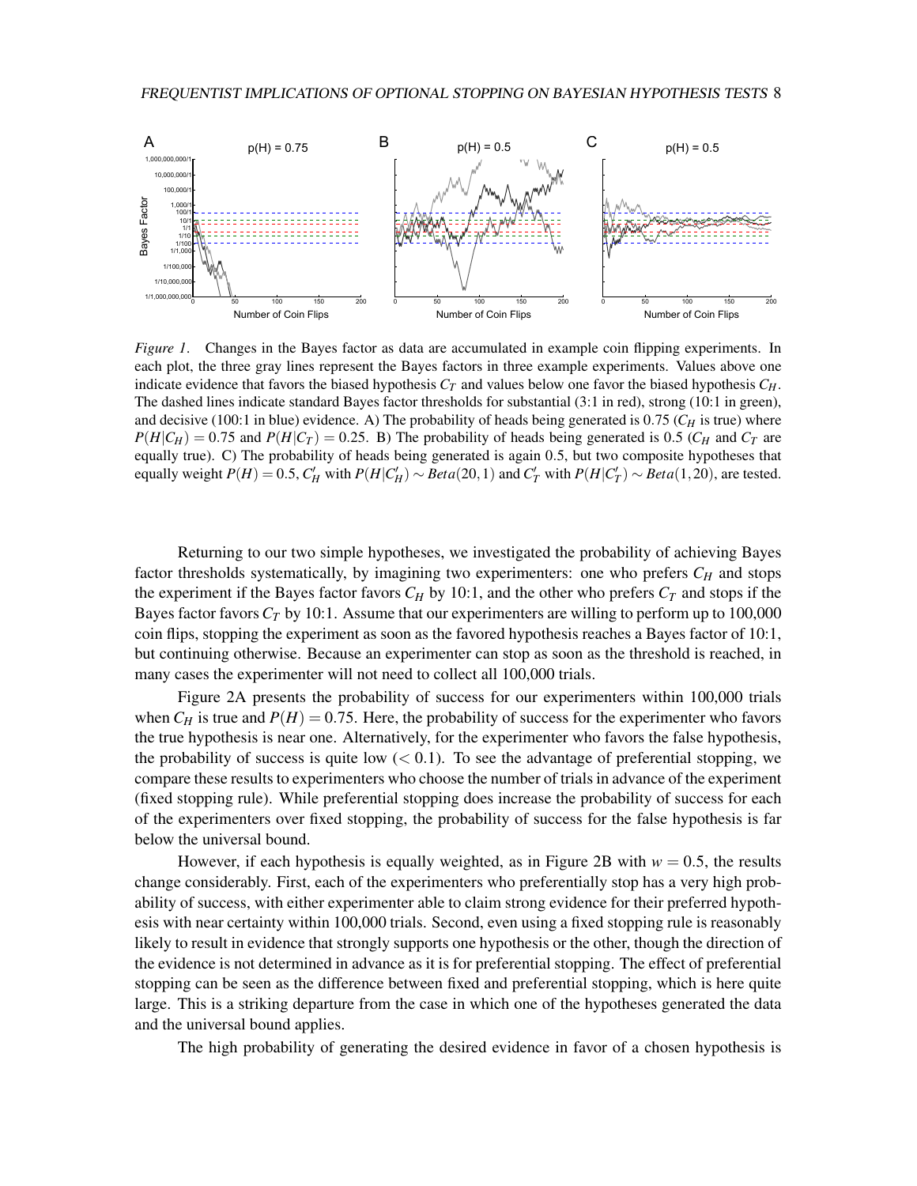*Figure 1*. Changes in the Bayes factor as data are accumulated in example coin flipping experiments. In each plot, the three gray lines represent the Bayes factors in three example experiments. Values above one indicate evidence that favors the biased hypothesis $C_T$ and values below one favor the biased hypothesis $C_H$. The dashed lines indicate standard Bayes factor thresholds for substantial (3:1 in red), strong (10:1 in green), and decisive (100:1 in blue) evidence. A) The probability of heads being generated is 0.75 ($C_H$ is true) where $P(H|C_H) = 0.75$ and $P(H|C_T) = 0.25$. B) The probability of heads being generated is 0.5 ($C_H$ and $C_T$ are equally true). C) The probability of heads being generated is again 0.5, but two composite hypotheses that equally weight $P(H) = 0.5$, $C'_H$ with $P(H|C'_H) \sim Beta(20,1)$ and $C'_T$ with $P(H|C'_T) \sim Beta(1,20)$, are tested.

Returning to our two simple hypotheses, we investigated the probability of achieving Bayes factor thresholds systematically, by imagining two experimenters: one who prefers $C_H$ and stops the experiment if the Bayes factor favors $C_H$ by 10:1, and the other who prefers $C_T$ and stops if the Bayes factor favors $C_T$ by 10:1. Assume that our experimenters are willing to perform up to 100,000 coin flips, stopping the experiment as soon as the favored hypothesis reaches a Bayes factor of 10:1, but continuing otherwise. Because an experimenter can stop as soon as the threshold is reached, in many cases the experimenter will not need to collect all 100,000 trials.

Figure 2A presents the probability of success for our experimenters within 100,000 trials when $C_H$ is true and $P(H) = 0.75$. Here, the probability of success for the experimenter who favors the true hypothesis is near one. Alternatively, for the experimenter who favors the false hypothesis, the probability of success is quite low ($< 0.1$). To see the advantage of preferential stopping, we compare these results to experimenters who choose the number of trials in advance of the experiment (fixed stopping rule). While preferential stopping does increase the probability of success for each of the experimenters over fixed stopping, the probability of success for the false hypothesis is far below the universal bound.

However, if each hypothesis is equally weighted, as in Figure 2B with $w = 0.5$, the results change considerably. First, each of the experimenters who preferentially stops has a very high probability of success, with either experimenter able to claim strong evidence for their preferred hypothesis with near certainty within 100,000 trials. Second, even using a fixed stopping rule is reasonably likely to result in evidence that strongly supports one hypothesis or the other, though the direction of the evidence is not determined in advance as it is for preferential stopping. The effect of preferential stopping can be seen as the difference between fixed and preferential stopping, which is here quite large. This is a striking departure from the case in which one of the hypotheses generated the data and the universal bound applies.

The high probability of generating the desired evidence in favor of a chosen hypothesis is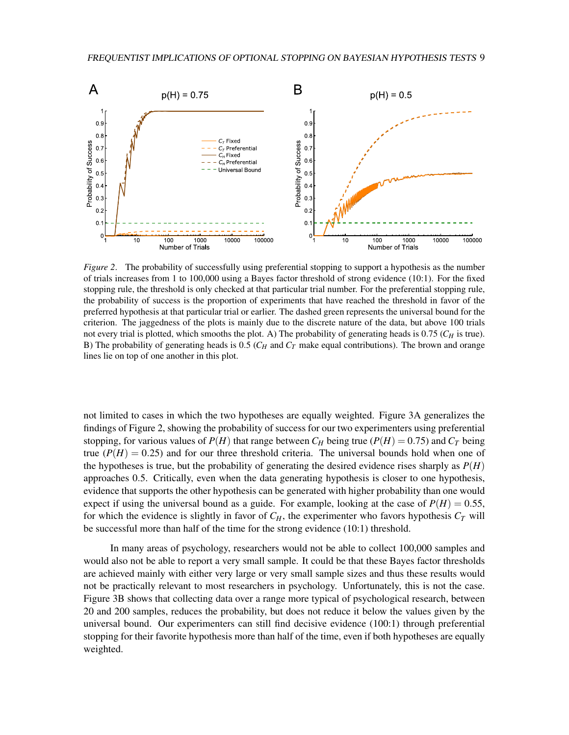*Figure 2*. The probability of successfully using preferential stopping to support a hypothesis as the number of trials increases from 1 to 100,000 using a Bayes factor threshold of strong evidence (10:1). For the fixed stopping rule, the threshold is only checked at that particular trial number. For the preferential stopping rule, the probability of success is the proportion of experiments that have reached the threshold in favor of the preferred hypothesis at that particular trial or earlier. The dashed green represents the universal bound for the criterion. The jaggedness of the plots is mainly due to the discrete nature of the data, but above 100 trials not every trial is plotted, which smooths the plot. A) The probability of generating heads is 0.75 ($C_H$ is true). B) The probability of generating heads is 0.5 ($C_H$ and $C_T$ make equal contributions). The brown and orange lines lie on top of one another in this plot.

not limited to cases in which the two hypotheses are equally weighted. Figure 3A generalizes the findings of Figure 2, showing the probability of success for our two experimenters using preferential stopping, for various values of $P(H)$ that range between $C_H$ being true ($P(H) = 0.75$) and $C_T$ being true ($P(H) = 0.25$) and for our three threshold criteria. The universal bounds hold when one of the hypotheses is true, but the probability of generating the desired evidence rises sharply as $P(H)$ approaches 0.5. Critically, even when the data generating hypothesis is closer to one hypothesis, evidence that supports the other hypothesis can be generated with higher probability than one would expect if using the universal bound as a guide. For example, looking at the case of $P(H) = 0.55$, for which the evidence is slightly in favor of $C_H$, the experimenter who favors hypothesis $C_T$ will be successful more than half of the time for the strong evidence (10:1) threshold.

In many areas of psychology, researchers would not be able to collect 100,000 samples and would also not be able to report a very small sample. It could be that these Bayes factor thresholds are achieved mainly with either very large or very small sample sizes and thus these results would not be practically relevant to most researchers in psychology. Unfortunately, this is not the case. Figure 3B shows that collecting data over a range more typical of psychological research, between 20 and 200 samples, reduces the probability, but does not reduce it below the values given by the universal bound. Our experimenters can still find decisive evidence (100:1) through preferential stopping for their favorite hypothesis more than half of the time, even if both hypotheses are equally weighted.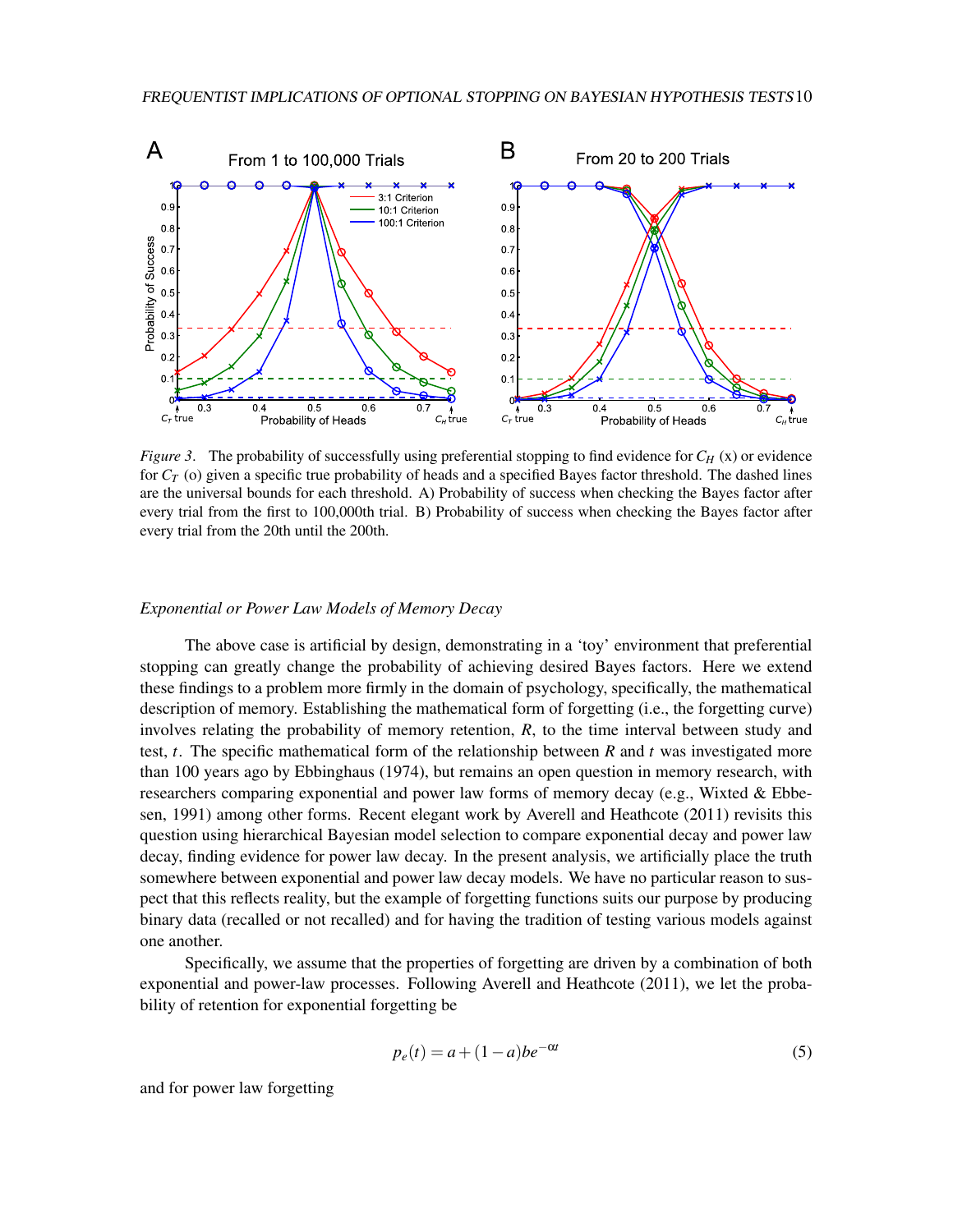*Figure 3*. The probability of successfully using preferential stopping to find evidence for $C_H$ (x) or evidence for $C_T$ (o) given a specific true probability of heads and a specified Bayes factor threshold. The dashed lines are the universal bounds for each threshold. A) Probability of success when checking the Bayes factor after every trial from the first to 100,000th trial. B) Probability of success when checking the Bayes factor after every trial from the 20th until the 200th.

*Exponential or Power Law Models of Memory Decay*

The above case is artificial by design, demonstrating in a 'toy' environment that preferential stopping can greatly change the probability of achieving desired Bayes factors. Here we extend these findings to a problem more firmly in the domain of psychology, specifically, the mathematical description of memory. Establishing the mathematical form of forgetting (i.e., the forgetting curve) involves relating the probability of memory retention, $R$, to the time interval between study and test, $t$. The specific mathematical form of the relationship between $R$ and $t$ was investigated more than 100 years ago by Ebbinghaus (1974), but remains an open question in memory research, with researchers comparing exponential and power law forms of memory decay (e.g., Wixted & Ebbesen, 1991) among other forms. Recent elegant work by Averell and Heathcote (2011) revisits this question using hierarchical Bayesian model selection to compare exponential decay and power law decay, finding evidence for power law decay. In the present analysis, we artificially place the truth somewhere between exponential and power law decay models. We have no particular reason to suspect that this reflects reality, but the example of forgetting functions suits our purpose by producing binary data (recalled or not recalled) and for having the tradition of testing various models against one another.

Specifically, we assume that the properties of forgetting are driven by a combination of both exponential and power-law processes. Following Averell and Heathcote (2011), we let the probability of retention for exponential forgetting be

$$p_e(t) = a + (1-a)be^{-\alpha t} \tag{5}$$

and for power law forgetting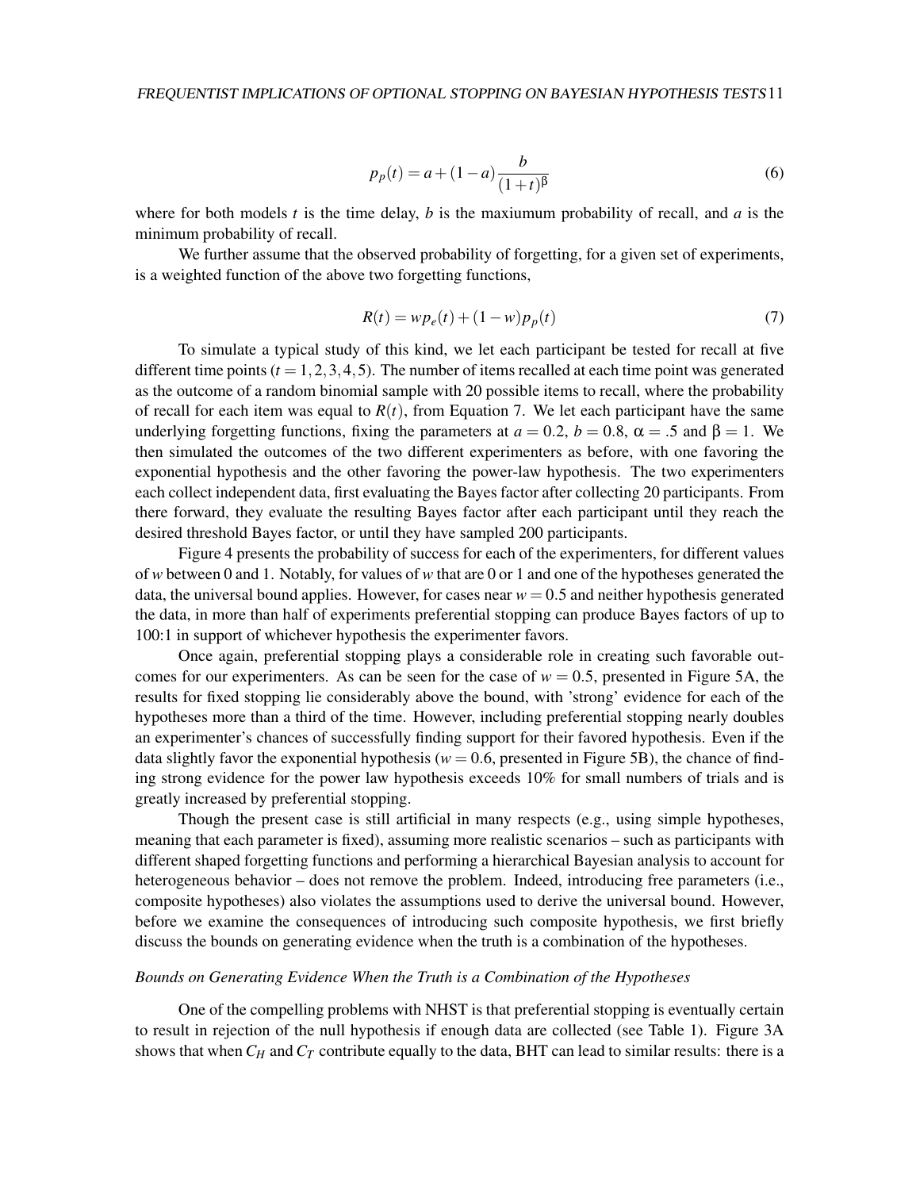$$p_p(t) = a + (1-a)\frac{b}{(1+t)^{\beta}} \tag{6}$$

where for both models $t$ is the time delay, $b$ is the maxiumum probability of recall, and $a$ is the minimum probability of recall.

We further assume that the observed probability of forgetting, for a given set of experiments, is a weighted function of the above two forgetting functions,

$$R(t) = wp_e(t) + (1-w)p_p(t) \tag{7}$$

To simulate a typical study of this kind, we let each participant be tested for recall at five different time points ($t = 1,2,3,4,5$). The number of items recalled at each time point was generated as the outcome of a random binomial sample with 20 possible items to recall, where the probability of recall for each item was equal to $R(t)$, from Equation 7. We let each participant have the same underlying forgetting functions, fixing the parameters at $a = 0.2$, $b = 0.8$, $\alpha = .5$ and $\beta = 1$. We then simulated the outcomes of the two different experimenters as before, with one favoring the exponential hypothesis and the other favoring the power-law hypothesis. The two experimenters each collect independent data, first evaluating the Bayes factor after collecting 20 participants. From there forward, they evaluate the resulting Bayes factor after each participant until they reach the desired threshold Bayes factor, or until they have sampled 200 participants.

Figure 4 presents the probability of success for each of the experimenters, for different values of $w$ between 0 and 1. Notably, for values of $w$ that are 0 or 1 and one of the hypotheses generated the data, the universal bound applies. However, for cases near $w = 0.5$ and neither hypothesis generated the data, in more than half of experiments preferential stopping can produce Bayes factors of up to 100:1 in support of whichever hypothesis the experimenter favors.

Once again, preferential stopping plays a considerable role in creating such favorable outcomes for our experimenters. As can be seen for the case of $w = 0.5$, presented in Figure 5A, the results for fixed stopping lie considerably above the bound, with 'strong' evidence for each of the hypotheses more than a third of the time. However, including preferential stopping nearly doubles an experimenter's chances of successfully finding support for their favored hypothesis. Even if the data slightly favor the exponential hypothesis ($w = 0.6$, presented in Figure 5B), the chance of finding strong evidence for the power law hypothesis exceeds 10% for small numbers of trials and is greatly increased by preferential stopping.

Though the present case is still artificial in many respects (e.g., using simple hypotheses, meaning that each parameter is fixed), assuming more realistic scenarios – such as participants with different shaped forgetting functions and performing a hierarchical Bayesian analysis to account for heterogeneous behavior – does not remove the problem. Indeed, introducing free parameters (i.e., composite hypotheses) also violates the assumptions used to derive the universal bound. However, before we examine the consequences of introducing such composite hypothesis, we first briefly discuss the bounds on generating evidence when the truth is a combination of the hypotheses.

### *Bounds on Generating Evidence When the Truth is a Combination of the Hypotheses*

One of the compelling problems with NHST is that preferential stopping is eventually certain to result in rejection of the null hypothesis if enough data are collected (see Table 1). Figure 3A shows that when $C_H$ and $C_T$ contribute equally to the data, BHT can lead to similar results: there is a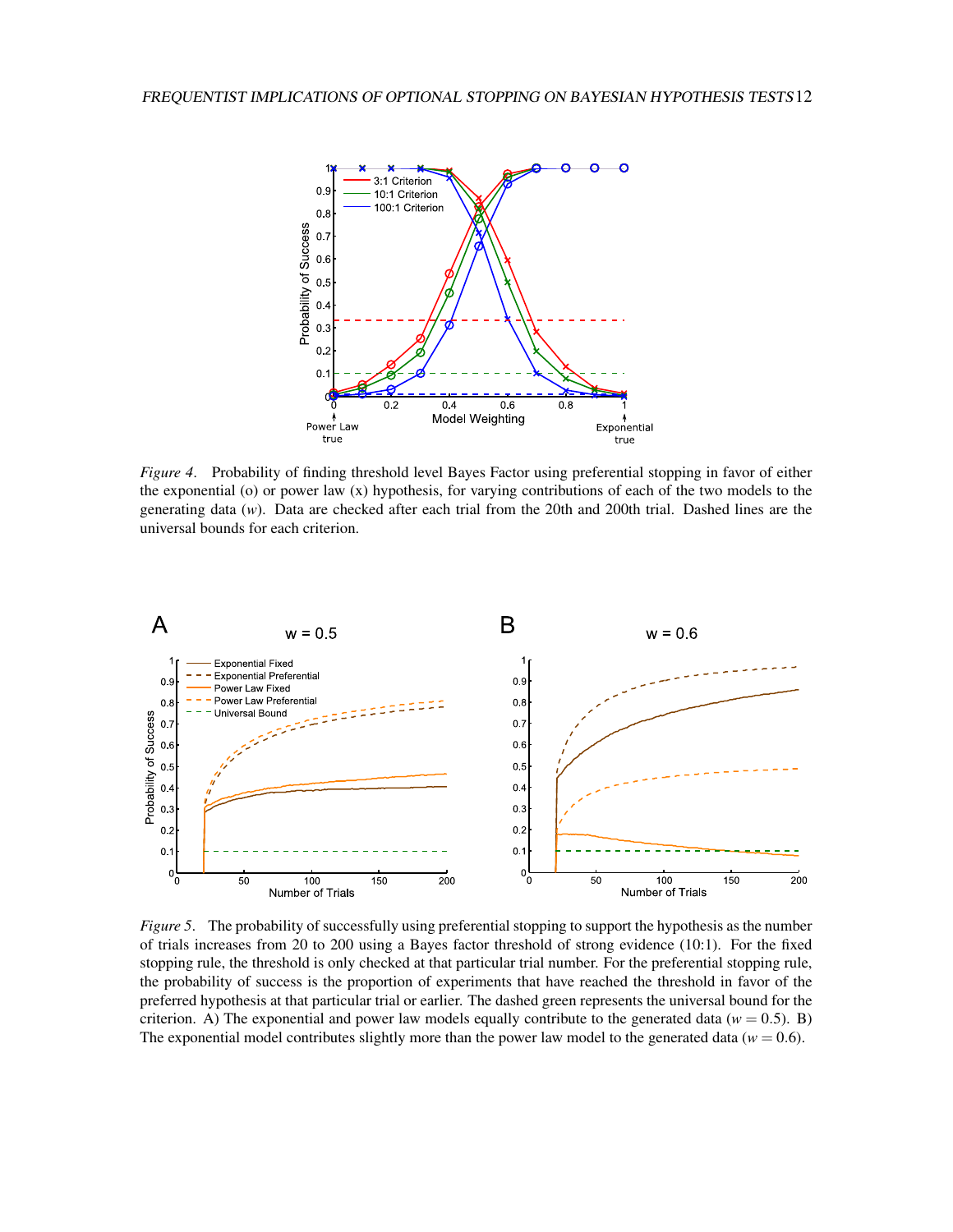*Figure 4*. Probability of finding threshold level Bayes Factor using preferential stopping in favor of either the exponential (o) or power law (x) hypothesis, for varying contributions of each of the two models to the generating data ($w$). Data are checked after each trial from the 20th and 200th trial. Dashed lines are the universal bounds for each criterion.

*Figure 5*. The probability of successfully using preferential stopping to support the hypothesis as the number of trials increases from 20 to 200 using a Bayes factor threshold of strong evidence (10:1). For the fixed stopping rule, the threshold is only checked at that particular trial number. For the preferential stopping rule, the probability of success is the proportion of experiments that have reached the threshold in favor of the preferred hypothesis at that particular trial or earlier. The dashed green represents the universal bound for the criterion. A) The exponential and power law models equally contribute to the generated data ($w = 0.5$). B) The exponential model contributes slightly more than the power law model to the generated data ($w = 0.6$).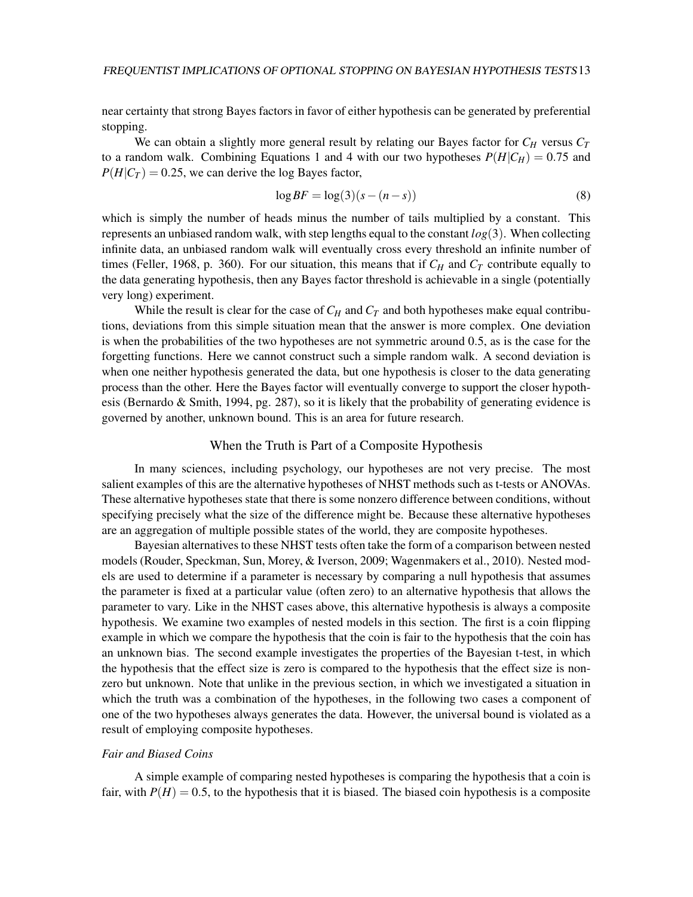near certainty that strong Bayes factors in favor of either hypothesis can be generated by preferential stopping.

We can obtain a slightly more general result by relating our Bayes factor for $C_H$ versus $C_T$ to a random walk. Combining Equations 1 and 4 with our two hypotheses $P(H|C_H) = 0.75$ and $P(H|C_T) = 0.25$, we can derive the log Bayes factor,

$$\log BF = \log(3)(s - (n - s)) \tag{8}$$

which is simply the number of heads minus the number of tails multiplied by a constant. This represents an unbiased random walk, with step lengths equal to the constant $log(3)$. When collecting infinite data, an unbiased random walk will eventually cross every threshold an infinite number of times (Feller, 1968, p. 360). For our situation, this means that if $C_H$ and $C_T$ contribute equally to the data generating hypothesis, then any Bayes factor threshold is achievable in a single (potentially very long) experiment.

While the result is clear for the case of $C_H$ and $C_T$ and both hypotheses make equal contributions, deviations from this simple situation mean that the answer is more complex. One deviation is when the probabilities of the two hypotheses are not symmetric around 0.5, as is the case for the forgetting functions. Here we cannot construct such a simple random walk. A second deviation is when one neither hypothesis generated the data, but one hypothesis is closer to the data generating process than the other. Here the Bayes factor will eventually converge to support the closer hypothesis (Bernardo & Smith, 1994, pg. 287), so it is likely that the probability of generating evidence is governed by another, unknown bound. This is an area for future research.

## When the Truth is Part of a Composite Hypothesis

In many sciences, including psychology, our hypotheses are not very precise. The most salient examples of this are the alternative hypotheses of NHST methods such as t-tests or ANOVAs. These alternative hypotheses state that there is some nonzero difference between conditions, without specifying precisely what the size of the difference might be. Because these alternative hypotheses are an aggregation of multiple possible states of the world, they are composite hypotheses.

Bayesian alternatives to these NHST tests often take the form of a comparison between nested models (Rouder, Speckman, Sun, Morey, & Iverson, 2009; Wagenmakers et al., 2010). Nested models are used to determine if a parameter is necessary by comparing a null hypothesis that assumes the parameter is fixed at a particular value (often zero) to an alternative hypothesis that allows the parameter to vary. Like in the NHST cases above, this alternative hypothesis is always a composite hypothesis. We examine two examples of nested models in this section. The first is a coin flipping example in which we compare the hypothesis that the coin is fair to the hypothesis that the coin has an unknown bias. The second example investigates the properties of the Bayesian t-test, in which the hypothesis that the effect size is zero is compared to the hypothesis that the effect size is nonzero but unknown. Note that unlike in the previous section, in which we investigated a situation in which the truth was a combination of the hypotheses, in the following two cases a component of one of the two hypotheses always generates the data. However, the universal bound is violated as a result of employing composite hypotheses.

### *Fair and Biased Coins*

A simple example of comparing nested hypotheses is comparing the hypothesis that a coin is fair, with $P(H) = 0.5$, to the hypothesis that it is biased. The biased coin hypothesis is a composite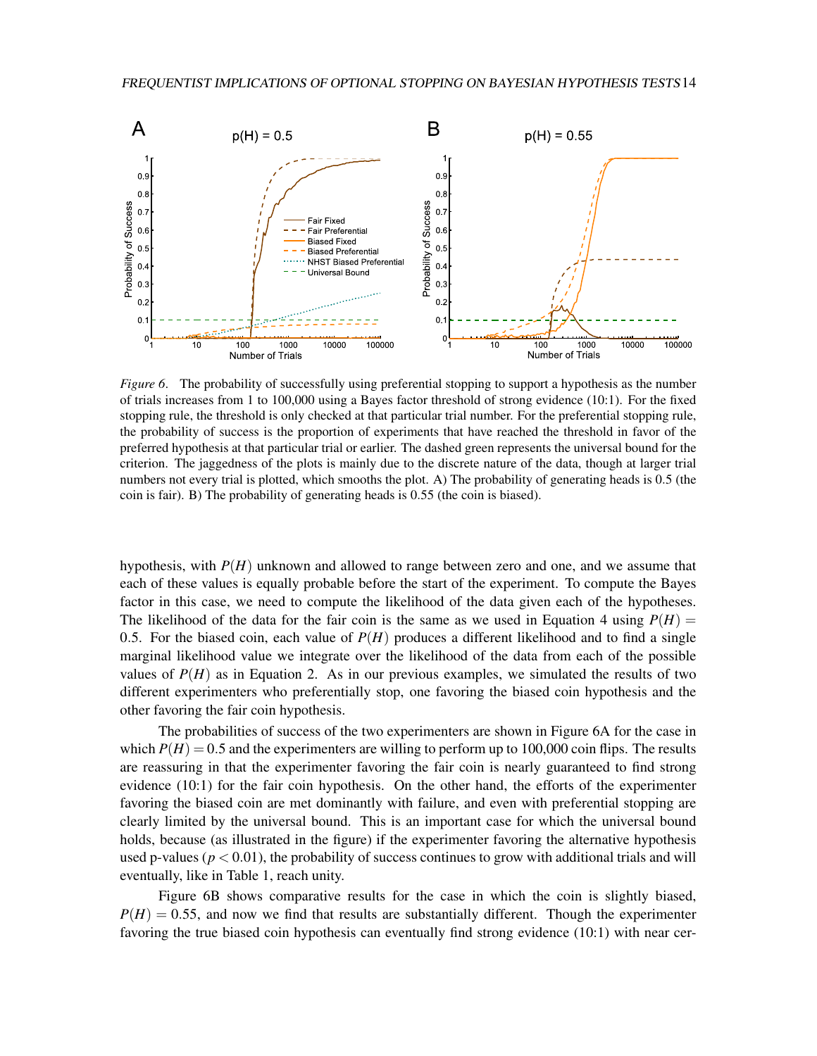*Figure 6*. The probability of successfully using preferential stopping to support a hypothesis as the number of trials increases from 1 to 100,000 using a Bayes factor threshold of strong evidence (10:1). For the fixed stopping rule, the threshold is only checked at that particular trial number. For the preferential stopping rule, the probability of success is the proportion of experiments that have reached the threshold in favor of the preferred hypothesis at that particular trial or earlier. The dashed green represents the universal bound for the criterion. The jaggedness of the plots is mainly due to the discrete nature of the data, though at larger trial numbers not every trial is plotted, which smooths the plot. A) The probability of generating heads is 0.5 (the coin is fair). B) The probability of generating heads is 0.55 (the coin is biased).

hypothesis, with $P(H)$ unknown and allowed to range between zero and one, and we assume that each of these values is equally probable before the start of the experiment. To compute the Bayes factor in this case, we need to compute the likelihood of the data given each of the hypotheses. The likelihood of the data for the fair coin is the same as we used in Equation 4 using $P(H) = 0.5$. For the biased coin, each value of $P(H)$ produces a different likelihood and to find a single marginal likelihood value we integrate over the likelihood of the data from each of the possible values of $P(H)$ as in Equation 2. As in our previous examples, we simulated the results of two different experimenters who preferentially stop, one favoring the biased coin hypothesis and the other favoring the fair coin hypothesis.

The probabilities of success of the two experimenters are shown in Figure 6A for the case in which $P(H) = 0.5$ and the experimenters are willing to perform up to 100,000 coin flips. The results are reassuring in that the experimenter favoring the fair coin is nearly guaranteed to find strong evidence (10:1) for the fair coin hypothesis. On the other hand, the efforts of the experimenter favoring the biased coin are met dominantly with failure, and even with preferential stopping are clearly limited by the universal bound. This is an important case for which the universal bound holds, because (as illustrated in the figure) if the experimenter favoring the alternative hypothesis used p-values ($p < 0.01$), the probability of success continues to grow with additional trials and will eventually, like in Table 1, reach unity.

Figure 6B shows comparative results for the case in which the coin is slightly biased, $P(H) = 0.55$, and now we find that results are substantially different. Though the experimenter favoring the true biased coin hypothesis can eventually find strong evidence (10:1) with near cer-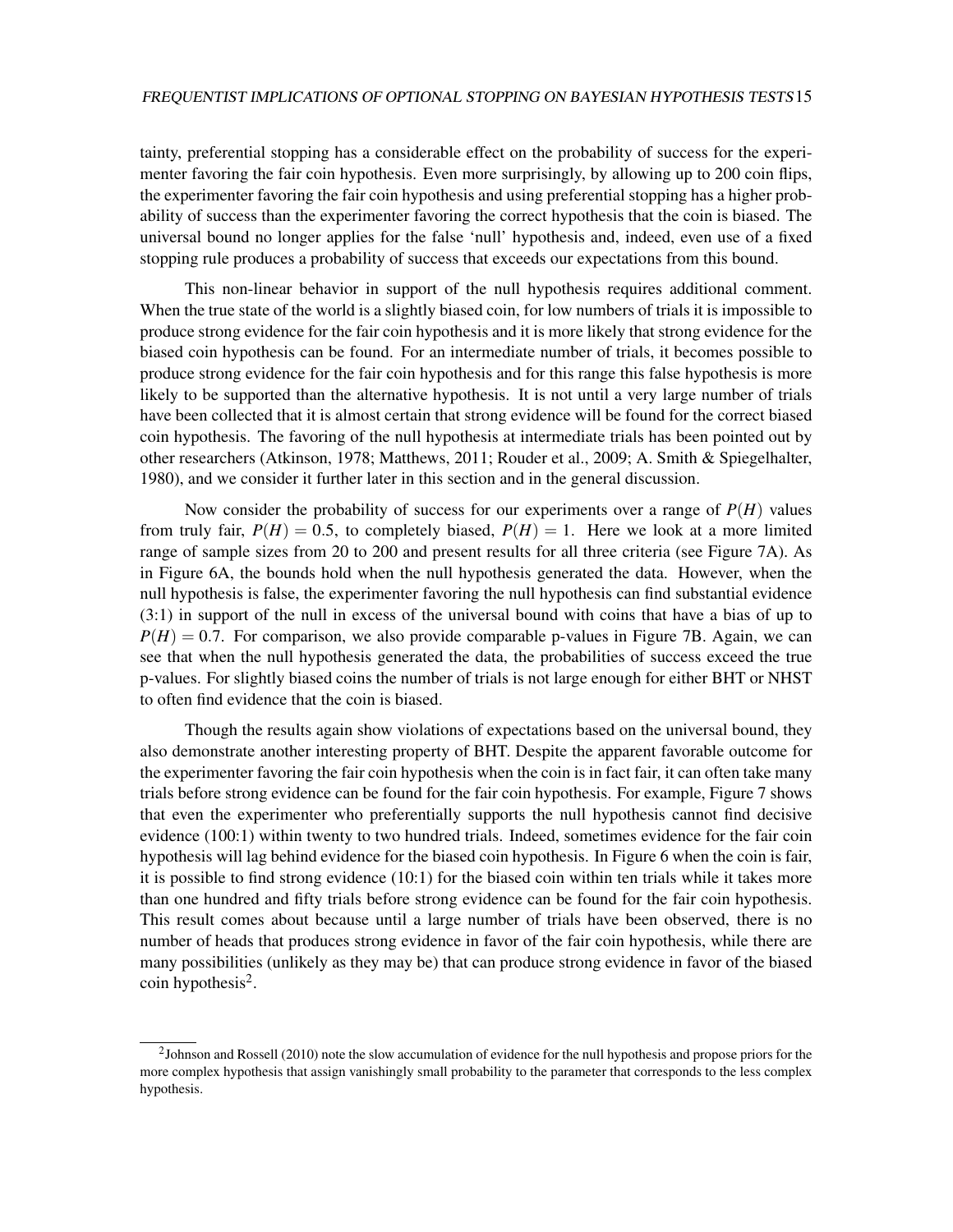tainty, preferential stopping has a considerable effect on the probability of success for the experimenter favoring the fair coin hypothesis. Even more surprisingly, by allowing up to 200 coin flips, the experimenter favoring the fair coin hypothesis and using preferential stopping has a higher probability of success than the experimenter favoring the correct hypothesis that the coin is biased. The universal bound no longer applies for the false 'null' hypothesis and, indeed, even use of a fixed stopping rule produces a probability of success that exceeds our expectations from this bound.

This non-linear behavior in support of the null hypothesis requires additional comment. When the true state of the world is a slightly biased coin, for low numbers of trials it is impossible to produce strong evidence for the fair coin hypothesis and it is more likely that strong evidence for the biased coin hypothesis can be found. For an intermediate number of trials, it becomes possible to produce strong evidence for the fair coin hypothesis and for this range this false hypothesis is more likely to be supported than the alternative hypothesis. It is not until a very large number of trials have been collected that it is almost certain that strong evidence will be found for the correct biased coin hypothesis. The favoring of the null hypothesis at intermediate trials has been pointed out by other researchers (Atkinson, 1978; Matthews, 2011; Rouder et al., 2009; A. Smith & Spiegelhalter, 1980), and we consider it further later in this section and in the general discussion.

Now consider the probability of success for our experiments over a range of $P(H)$ values from truly fair, $P(H) = 0.5$, to completely biased, $P(H) = 1$. Here we look at a more limited range of sample sizes from 20 to 200 and present results for all three criteria (see Figure 7A). As in Figure 6A, the bounds hold when the null hypothesis generated the data. However, when the null hypothesis is false, the experimenter favoring the null hypothesis can find substantial evidence (3:1) in support of the null in excess of the universal bound with coins that have a bias of up to $P(H) = 0.7$. For comparison, we also provide comparable p-values in Figure 7B. Again, we can see that when the null hypothesis generated the data, the probabilities of success exceed the true p-values. For slightly biased coins the number of trials is not large enough for either BHT or NHST to often find evidence that the coin is biased.

Though the results again show violations of expectations based on the universal bound, they also demonstrate another interesting property of BHT. Despite the apparent favorable outcome for the experimenter favoring the fair coin hypothesis when the coin is in fact fair, it can often take many trials before strong evidence can be found for the fair coin hypothesis. For example, Figure 7 shows that even the experimenter who preferentially supports the null hypothesis cannot find decisive evidence (100:1) within twenty to two hundred trials. Indeed, sometimes evidence for the fair coin hypothesis will lag behind evidence for the biased coin hypothesis. In Figure 6 when the coin is fair, it is possible to find strong evidence (10:1) for the biased coin within ten trials while it takes more than one hundred and fifty trials before strong evidence can be found for the fair coin hypothesis. This result comes about because until a large number of trials have been observed, there is no number of heads that produces strong evidence in favor of the fair coin hypothesis, while there are many possibilities (unlikely as they may be) that can produce strong evidence in favor of the biased coin hypothesis[2].

[2] Johnson and Rossell (2010) note the slow accumulation of evidence for the null hypothesis and propose priors for the more complex hypothesis that assign vanishingly small probability to the parameter that corresponds to the less complex hypothesis.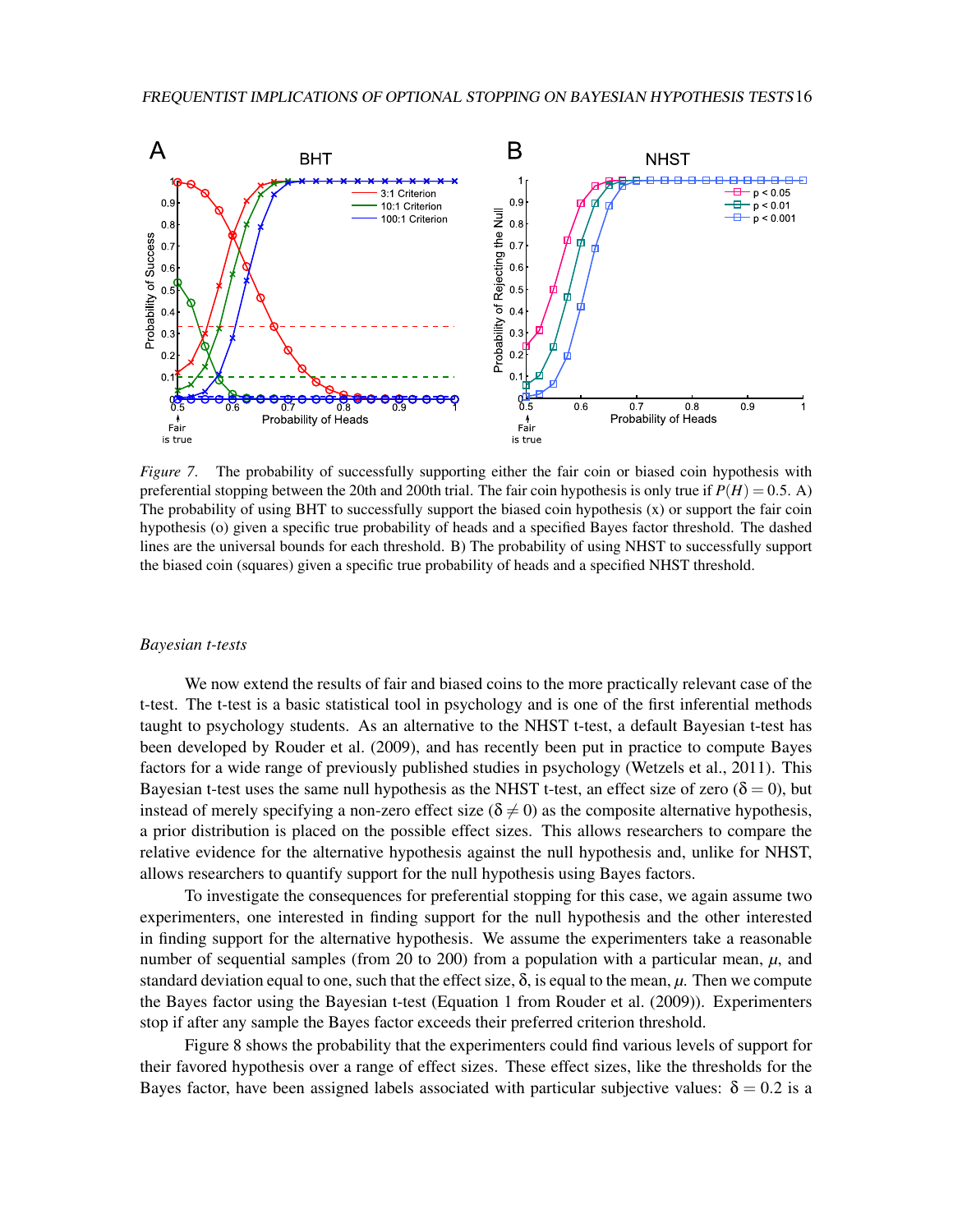*Figure 7*. The probability of successfully supporting either the fair coin or biased coin hypothesis with preferential stopping between the 20th and 200th trial. The fair coin hypothesis is only true if $P(H) = 0.5$. A) The probability of using BHT to successfully support the biased coin hypothesis (x) or support the fair coin hypothesis (o) given a specific true probability of heads and a specified Bayes factor threshold. The dashed lines are the universal bounds for each threshold. B) The probability of using NHST to successfully support the biased coin (squares) given a specific true probability of heads and a specified NHST threshold.

### *Bayesian t-tests*

We now extend the results of fair and biased coins to the more practically relevant case of the t-test. The t-test is a basic statistical tool in psychology and is one of the first inferential methods taught to psychology students. As an alternative to the NHST t-test, a default Bayesian t-test has been developed by Rouder et al. (2009), and has recently been put in practice to compute Bayes factors for a wide range of previously published studies in psychology (Wetzels et al., 2011). This Bayesian t-test uses the same null hypothesis as the NHST t-test, an effect size of zero ($\delta = 0$), but instead of merely specifying a non-zero effect size ($\delta \neq 0$) as the composite alternative hypothesis, a prior distribution is placed on the possible effect sizes. This allows researchers to compare the relative evidence for the alternative hypothesis against the null hypothesis and, unlike for NHST, allows researchers to quantify support for the null hypothesis using Bayes factors.

To investigate the consequences for preferential stopping for this case, we again assume two experimenters, one interested in finding support for the null hypothesis and the other interested in finding support for the alternative hypothesis. We assume the experimenters take a reasonable number of sequential samples (from 20 to 200) from a population with a particular mean, $\mu$, and standard deviation equal to one, such that the effect size, $\delta$, is equal to the mean, $\mu$. Then we compute the Bayes factor using the Bayesian t-test (Equation 1 from Rouder et al. (2009)). Experimenters stop if after any sample the Bayes factor exceeds their preferred criterion threshold.

Figure 8 shows the probability that the experimenters could find various levels of support for their favored hypothesis over a range of effect sizes. These effect sizes, like the thresholds for the Bayes factor, have been assigned labels associated with particular subjective values: $\delta = 0.2$ is a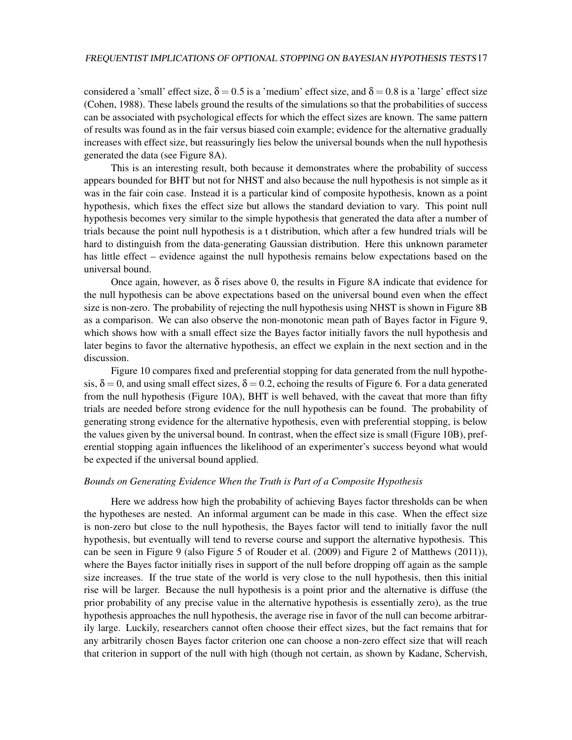considered a 'small' effect size, $\delta = 0.5$ is a 'medium' effect size, and $\delta = 0.8$ is a 'large' effect size (Cohen, 1988). These labels ground the results of the simulations so that the probabilities of success can be associated with psychological effects for which the effect sizes are known. The same pattern of results was found as in the fair versus biased coin example; evidence for the alternative gradually increases with effect size, but reassuringly lies below the universal bounds when the null hypothesis generated the data (see Figure 8A).

This is an interesting result, both because it demonstrates where the probability of success appears bounded for BHT but not for NHST and also because the null hypothesis is not simple as it was in the fair coin case. Instead it is a particular kind of composite hypothesis, known as a point hypothesis, which fixes the effect size but allows the standard deviation to vary. This point null hypothesis becomes very similar to the simple hypothesis that generated the data after a number of trials because the point null hypothesis is a t distribution, which after a few hundred trials will be hard to distinguish from the data-generating Gaussian distribution. Here this unknown parameter has little effect – evidence against the null hypothesis remains below expectations based on the universal bound.

Once again, however, as $\delta$ rises above 0, the results in Figure 8A indicate that evidence for the null hypothesis can be above expectations based on the universal bound even when the effect size is non-zero. The probability of rejecting the null hypothesis using NHST is shown in Figure 8B as a comparison. We can also observe the non-monotonic mean path of Bayes factor in Figure 9, which shows how with a small effect size the Bayes factor initially favors the null hypothesis and later begins to favor the alternative hypothesis, an effect we explain in the next section and in the discussion.

Figure 10 compares fixed and preferential stopping for data generated from the null hypothesis, $\delta = 0$, and using small effect sizes, $\delta = 0.2$, echoing the results of Figure 6. For a data generated from the null hypothesis (Figure 10A), BHT is well behaved, with the caveat that more than fifty trials are needed before strong evidence for the null hypothesis can be found. The probability of generating strong evidence for the alternative hypothesis, even with preferential stopping, is below the values given by the universal bound. In contrast, when the effect size is small (Figure 10B), preferential stopping again influences the likelihood of an experimenter's success beyond what would be expected if the universal bound applied.

### *Bounds on Generating Evidence When the Truth is Part of a Composite Hypothesis*

Here we address how high the probability of achieving Bayes factor thresholds can be when the hypotheses are nested. An informal argument can be made in this case. When the effect size is non-zero but close to the null hypothesis, the Bayes factor will tend to initially favor the null hypothesis, but eventually will tend to reverse course and support the alternative hypothesis. This can be seen in Figure 9 (also Figure 5 of Rouder et al. (2009) and Figure 2 of Matthews (2011)), where the Bayes factor initially rises in support of the null before dropping off again as the sample size increases. If the true state of the world is very close to the null hypothesis, then this initial rise will be larger. Because the null hypothesis is a point prior and the alternative is diffuse (the prior probability of any precise value in the alternative hypothesis is essentially zero), as the true hypothesis approaches the null hypothesis, the average rise in favor of the null can become arbitrarily large. Luckily, researchers cannot often choose their effect sizes, but the fact remains that for any arbitrarily chosen Bayes factor criterion one can choose a non-zero effect size that will reach that criterion in support of the null with high (though not certain, as shown by Kadane, Schervish,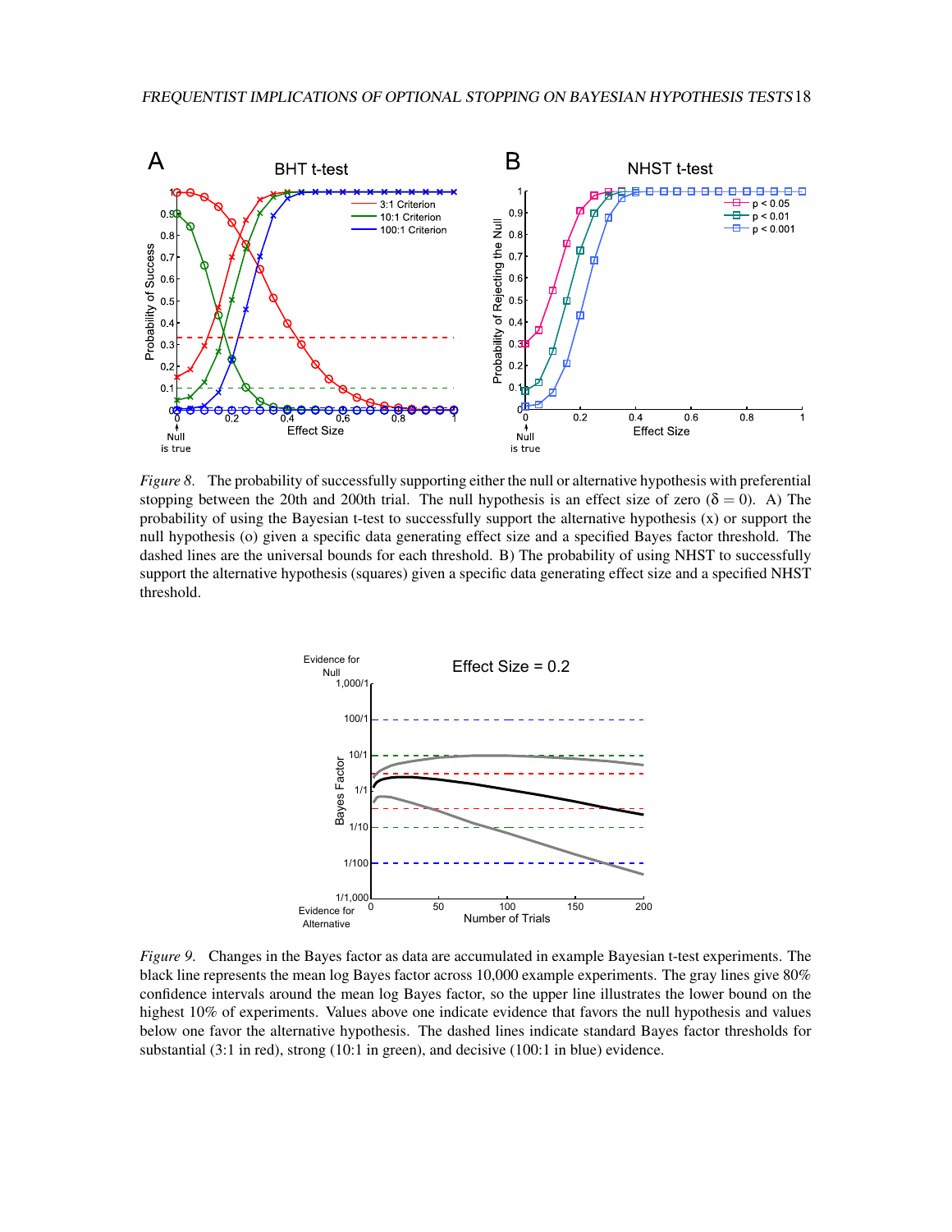*Figure 8*. The probability of successfully supporting either the null or alternative hypothesis with preferential stopping between the 20th and 200th trial. The null hypothesis is an effect size of zero ($\delta = 0$). A) The probability of using the Bayesian t-test to successfully support the alternative hypothesis (x) or support the null hypothesis (o) given a specific data generating effect size and a specified Bayes factor threshold. The dashed lines are the universal bounds for each threshold. B) The probability of using NHST to successfully support the alternative hypothesis (squares) given a specific data generating effect size and a specified NHST threshold.

*Figure 9*. Changes in the Bayes factor as data are accumulated in example Bayesian t-test experiments. The black line represents the mean log Bayes factor across 10,000 example experiments. The gray lines give 80% confidence intervals around the mean log Bayes factor, so the upper line illustrates the lower bound on the highest 10% of experiments. Values above one indicate evidence that favors the null hypothesis and values below one favor the alternative hypothesis. The dashed lines indicate standard Bayes factor thresholds for substantial (3:1 in red), strong (10:1 in green), and decisive (100:1 in blue) evidence.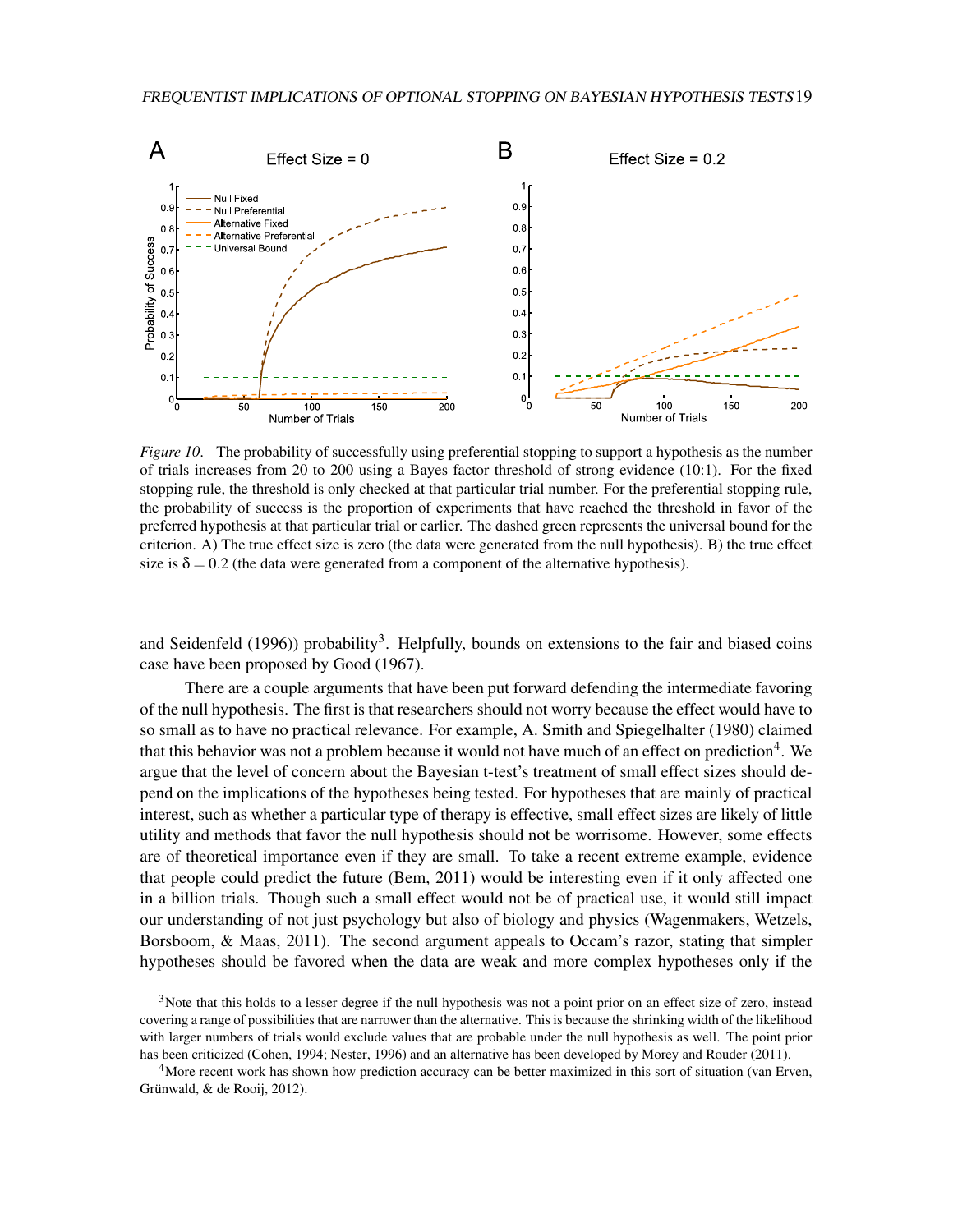*Figure 10*. The probability of successfully using preferential stopping to support a hypothesis as the number of trials increases from 20 to 200 using a Bayes factor threshold of strong evidence (10:1). For the fixed stopping rule, the threshold is only checked at that particular trial number. For the preferential stopping rule, the probability of success is the proportion of experiments that have reached the threshold in favor of the preferred hypothesis at that particular trial or earlier. The dashed green represents the universal bound for the criterion. A) The true effect size is zero (the data were generated from the null hypothesis). B) the true effect size is $\delta = 0.2$ (the data were generated from a component of the alternative hypothesis).

and Seidenfeld (1996)) probability[3]. Helpfully, bounds on extensions to the fair and biased coins case have been proposed by Good (1967).

There are a couple arguments that have been put forward defending the intermediate favoring of the null hypothesis. The first is that researchers should not worry because the effect would have to so small as to have no practical relevance. For example, A. Smith and Spiegelhalter (1980) claimed that this behavior was not a problem because it would not have much of an effect on prediction[4]. We argue that the level of concern about the Bayesian t-test's treatment of small effect sizes should depend on the implications of the hypotheses being tested. For hypotheses that are mainly of practical interest, such as whether a particular type of therapy is effective, small effect sizes are likely of little utility and methods that favor the null hypothesis should not be worrisome. However, some effects are of theoretical importance even if they are small. To take a recent extreme example, evidence that people could predict the future (Bem, 2011) would be interesting even if it only affected one in a billion trials. Though such a small effect would not be of practical use, it would still impact our understanding of not just psychology but also of biology and physics (Wagenmakers, Wetzels, Borsboom, & Maas, 2011). The second argument appeals to Occam's razor, stating that simpler hypotheses should be favored when the data are weak and more complex hypotheses only if the

[3] Note that this holds to a lesser degree if the null hypothesis was not a point prior on an effect size of zero, instead covering a range of possibilities that are narrower than the alternative. This is because the shrinking width of the likelihood with larger numbers of trials would exclude values that are probable under the null hypothesis as well. The point prior has been criticized (Cohen, 1994; Nester, 1996) and an alternative has been developed by Morey and Rouder (2011).

[4] More recent work has shown how prediction accuracy can be better maximized in this sort of situation (van Erven, Grünwald, & de Rooij, 2012).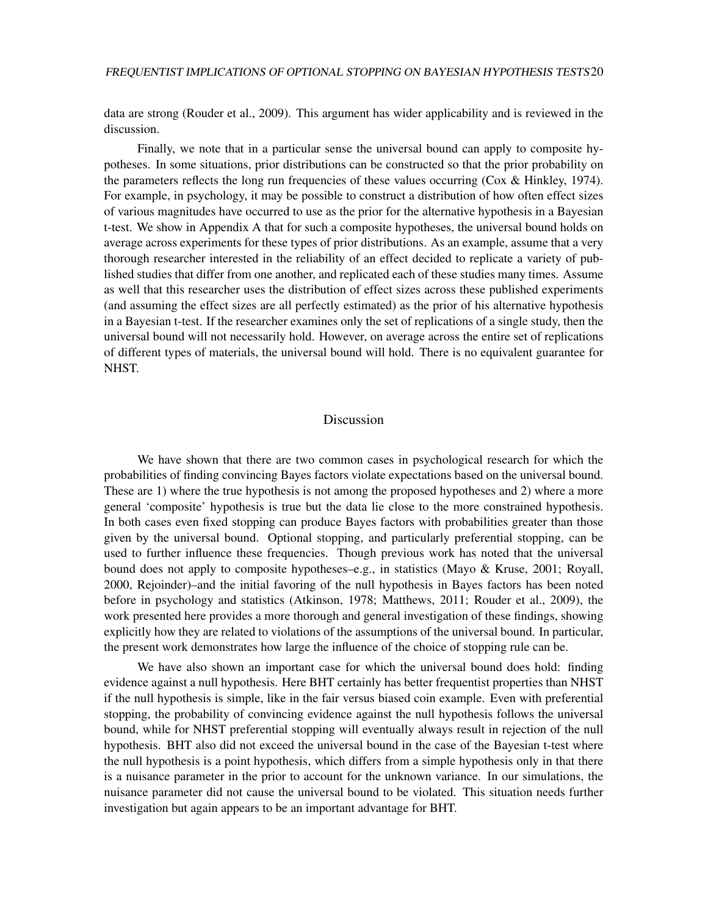data are strong (Rouder et al., 2009). This argument has wider applicability and is reviewed in the discussion.

Finally, we note that in a particular sense the universal bound can apply to composite hypotheses. In some situations, prior distributions can be constructed so that the prior probability on the parameters reflects the long run frequencies of these values occurring (Cox & Hinkley, 1974). For example, in psychology, it may be possible to construct a distribution of how often effect sizes of various magnitudes have occurred to use as the prior for the alternative hypothesis in a Bayesian t-test. We show in Appendix A that for such a composite hypotheses, the universal bound holds on average across experiments for these types of prior distributions. As an example, assume that a very thorough researcher interested in the reliability of an effect decided to replicate a variety of published studies that differ from one another, and replicated each of these studies many times. Assume as well that this researcher uses the distribution of effect sizes across these published experiments (and assuming the effect sizes are all perfectly estimated) as the prior of his alternative hypothesis in a Bayesian t-test. If the researcher examines only the set of replications of a single study, then the universal bound will not necessarily hold. However, on average across the entire set of replications of different types of materials, the universal bound will hold. There is no equivalent guarantee for NHST.

## Discussion

We have shown that there are two common cases in psychological research for which the probabilities of finding convincing Bayes factors violate expectations based on the universal bound. These are 1) where the true hypothesis is not among the proposed hypotheses and 2) where a more general 'composite' hypothesis is true but the data lie close to the more constrained hypothesis. In both cases even fixed stopping can produce Bayes factors with probabilities greater than those given by the universal bound. Optional stopping, and particularly preferential stopping, can be used to further influence these frequencies. Though previous work has noted that the universal bound does not apply to composite hypotheses–e.g., in statistics (Mayo & Kruse, 2001; Royall, 2000, Rejoinder)–and the initial favoring of the null hypothesis in Bayes factors has been noted before in psychology and statistics (Atkinson, 1978; Matthews, 2011; Rouder et al., 2009), the work presented here provides a more thorough and general investigation of these findings, showing explicitly how they are related to violations of the assumptions of the universal bound. In particular, the present work demonstrates how large the influence of the choice of stopping rule can be.

We have also shown an important case for which the universal bound does hold: finding evidence against a null hypothesis. Here BHT certainly has better frequentist properties than NHST if the null hypothesis is simple, like in the fair versus biased coin example. Even with preferential stopping, the probability of convincing evidence against the null hypothesis follows the universal bound, while for NHST preferential stopping will eventually always result in rejection of the null hypothesis. BHT also did not exceed the universal bound in the case of the Bayesian t-test where the null hypothesis is a point hypothesis, which differs from a simple hypothesis only in that there is a nuisance parameter in the prior to account for the unknown variance. In our simulations, the nuisance parameter did not cause the universal bound to be violated. This situation needs further investigation but again appears to be an important advantage for BHT.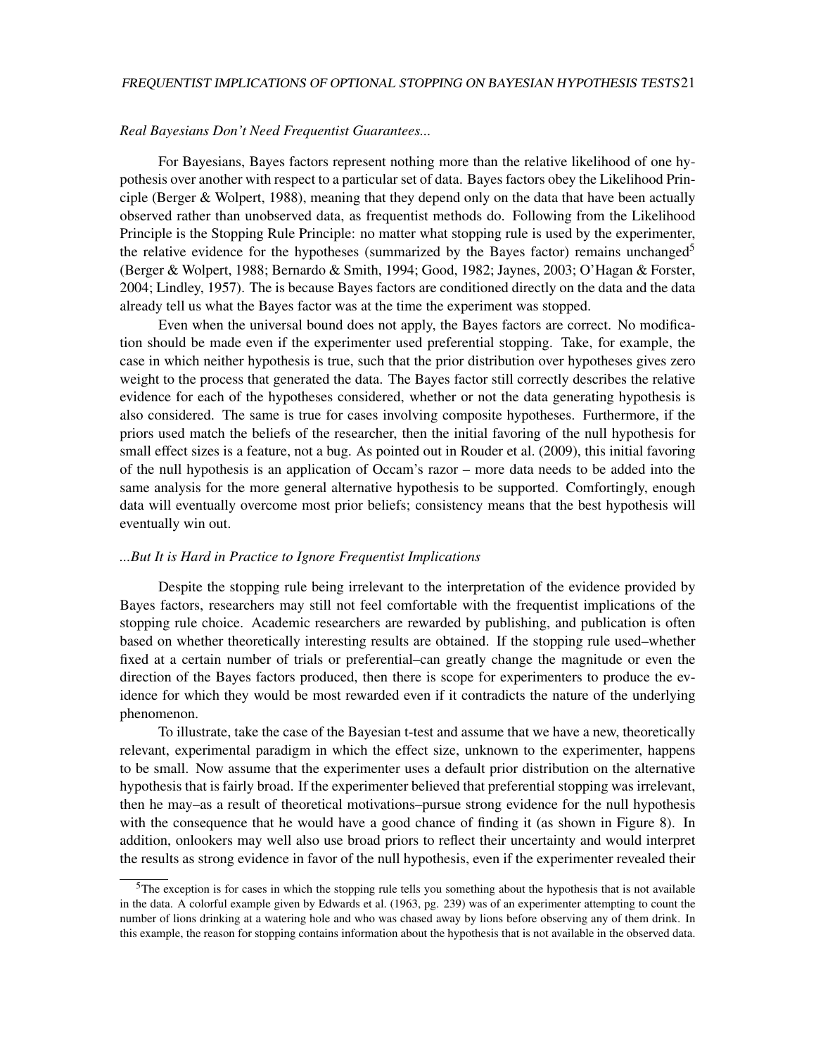### *Real Bayesians Don't Need Frequentist Guarantees...*

For Bayesians, Bayes factors represent nothing more than the relative likelihood of one hypothesis over another with respect to a particular set of data. Bayes factors obey the Likelihood Principle (Berger & Wolpert, 1988), meaning that they depend only on the data that have been actually observed rather than unobserved data, as frequentist methods do. Following from the Likelihood Principle is the Stopping Rule Principle: no matter what stopping rule is used by the experimenter, the relative evidence for the hypotheses (summarized by the Bayes factor) remains unchanged[5] (Berger & Wolpert, 1988; Bernardo & Smith, 1994; Good, 1982; Jaynes, 2003; O'Hagan & Forster, 2004; Lindley, 1957). The is because Bayes factors are conditioned directly on the data and the data already tell us what the Bayes factor was at the time the experiment was stopped.

Even when the universal bound does not apply, the Bayes factors are correct. No modification should be made even if the experimenter used preferential stopping. Take, for example, the case in which neither hypothesis is true, such that the prior distribution over hypotheses gives zero weight to the process that generated the data. The Bayes factor still correctly describes the relative evidence for each of the hypotheses considered, whether or not the data generating hypothesis is also considered. The same is true for cases involving composite hypotheses. Furthermore, if the priors used match the beliefs of the researcher, then the initial favoring of the null hypothesis for small effect sizes is a feature, not a bug. As pointed out in Rouder et al. (2009), this initial favoring of the null hypothesis is an application of Occam's razor – more data needs to be added into the same analysis for the more general alternative hypothesis to be supported. Comfortingly, enough data will eventually overcome most prior beliefs; consistency means that the best hypothesis will eventually win out.

### *...But It is Hard in Practice to Ignore Frequentist Implications*

Despite the stopping rule being irrelevant to the interpretation of the evidence provided by Bayes factors, researchers may still not feel comfortable with the frequentist implications of the stopping rule choice. Academic researchers are rewarded by publishing, and publication is often based on whether theoretically interesting results are obtained. If the stopping rule used–whether fixed at a certain number of trials or preferential–can greatly change the magnitude or even the direction of the Bayes factors produced, then there is scope for experimenters to produce the evidence for which they would be most rewarded even if it contradicts the nature of the underlying phenomenon.

To illustrate, take the case of the Bayesian t-test and assume that we have a new, theoretically relevant, experimental paradigm in which the effect size, unknown to the experimenter, happens to be small. Now assume that the experimenter uses a default prior distribution on the alternative hypothesis that is fairly broad. If the experimenter believed that preferential stopping was irrelevant, then he may–as a result of theoretical motivations–pursue strong evidence for the null hypothesis with the consequence that he would have a good chance of finding it (as shown in Figure 8). In addition, onlookers may well also use broad priors to reflect their uncertainty and would interpret the results as strong evidence in favor of the null hypothesis, even if the experimenter revealed their

[5] The exception is for cases in which the stopping rule tells you something about the hypothesis that is not available in the data. A colorful example given by Edwards et al. (1963, pg. 239) was of an experimenter attempting to count the number of lions drinking at a watering hole and who was chased away by lions before observing any of them drink. In this example, the reason for stopping contains information about the hypothesis that is not available in the observed data.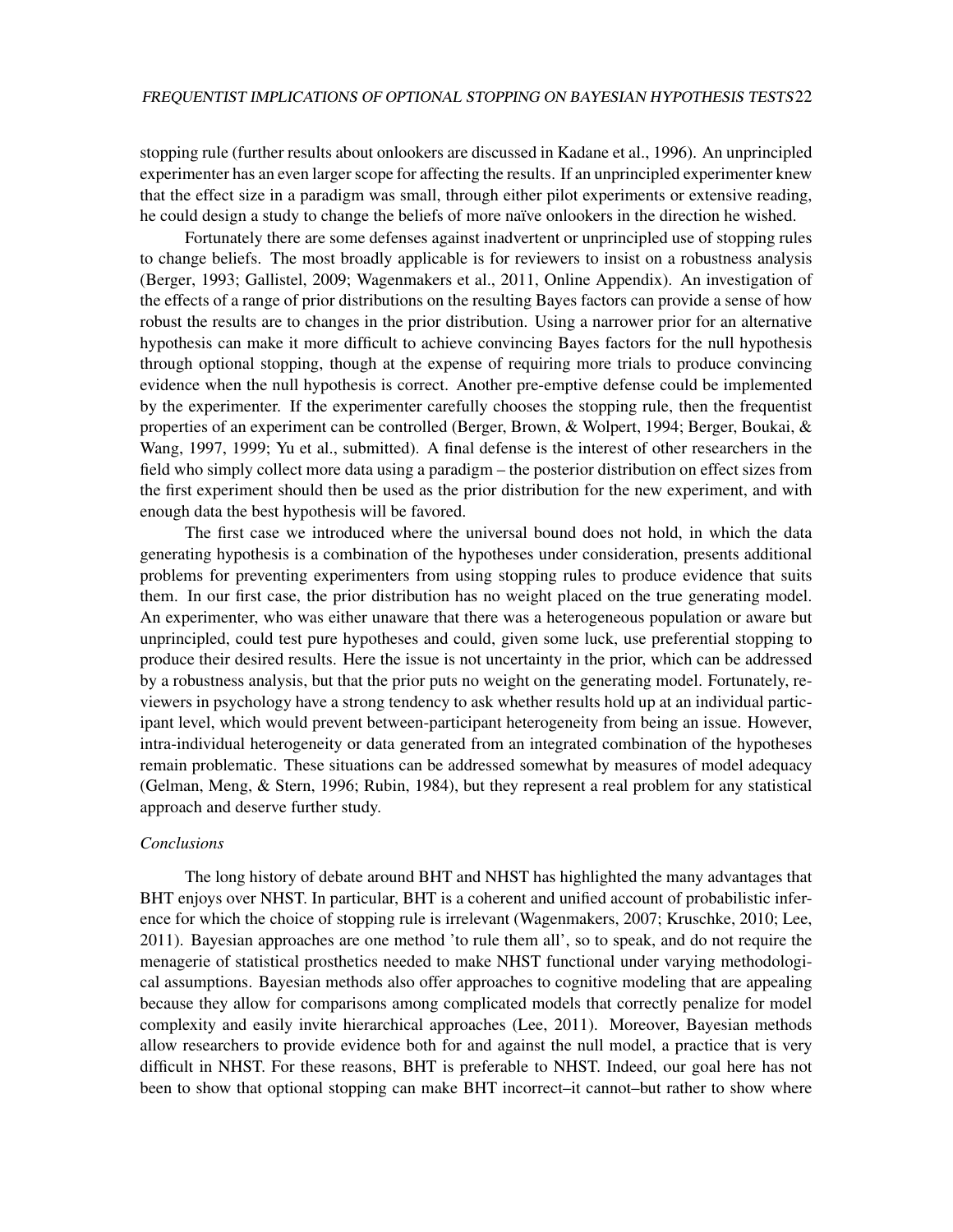stopping rule (further results about onlookers are discussed in Kadane et al., 1996). An unprincipled experimenter has an even larger scope for affecting the results. If an unprincipled experimenter knew that the effect size in a paradigm was small, through either pilot experiments or extensive reading, he could design a study to change the beliefs of more naïve onlookers in the direction he wished.

Fortunately there are some defenses against inadvertent or unprincipled use of stopping rules to change beliefs. The most broadly applicable is for reviewers to insist on a robustness analysis (Berger, 1993; Gallistel, 2009; Wagenmakers et al., 2011, Online Appendix). An investigation of the effects of a range of prior distributions on the resulting Bayes factors can provide a sense of how robust the results are to changes in the prior distribution. Using a narrower prior for an alternative hypothesis can make it more difficult to achieve convincing Bayes factors for the null hypothesis through optional stopping, though at the expense of requiring more trials to produce convincing evidence when the null hypothesis is correct. Another pre-emptive defense could be implemented by the experimenter. If the experimenter carefully chooses the stopping rule, then the frequentist properties of an experiment can be controlled (Berger, Brown, & Wolpert, 1994; Berger, Boukai, & Wang, 1997, 1999; Yu et al., submitted). A final defense is the interest of other researchers in the field who simply collect more data using a paradigm – the posterior distribution on effect sizes from the first experiment should then be used as the prior distribution for the new experiment, and with enough data the best hypothesis will be favored.

The first case we introduced where the universal bound does not hold, in which the data generating hypothesis is a combination of the hypotheses under consideration, presents additional problems for preventing experimenters from using stopping rules to produce evidence that suits them. In our first case, the prior distribution has no weight placed on the true generating model. An experimenter, who was either unaware that there was a heterogeneous population or aware but unprincipled, could test pure hypotheses and could, given some luck, use preferential stopping to produce their desired results. Here the issue is not uncertainty in the prior, which can be addressed by a robustness analysis, but that the prior puts no weight on the generating model. Fortunately, reviewers in psychology have a strong tendency to ask whether results hold up at an individual participant level, which would prevent between-participant heterogeneity from being an issue. However, intra-individual heterogeneity or data generated from an integrated combination of the hypotheses remain problematic. These situations can be addressed somewhat by measures of model adequacy (Gelman, Meng, & Stern, 1996; Rubin, 1984), but they represent a real problem for any statistical approach and deserve further study.

### *Conclusions*

The long history of debate around BHT and NHST has highlighted the many advantages that BHT enjoys over NHST. In particular, BHT is a coherent and unified account of probabilistic inference for which the choice of stopping rule is irrelevant (Wagenmakers, 2007; Kruschke, 2010; Lee, 2011). Bayesian approaches are one method 'to rule them all', so to speak, and do not require the menagerie of statistical prosthetics needed to make NHST functional under varying methodological assumptions. Bayesian methods also offer approaches to cognitive modeling that are appealing because they allow for comparisons among complicated models that correctly penalize for model complexity and easily invite hierarchical approaches (Lee, 2011). Moreover, Bayesian methods allow researchers to provide evidence both for and against the null model, a practice that is very difficult in NHST. For these reasons, BHT is preferable to NHST. Indeed, our goal here has not been to show that optional stopping can make BHT incorrect–it cannot–but rather to show where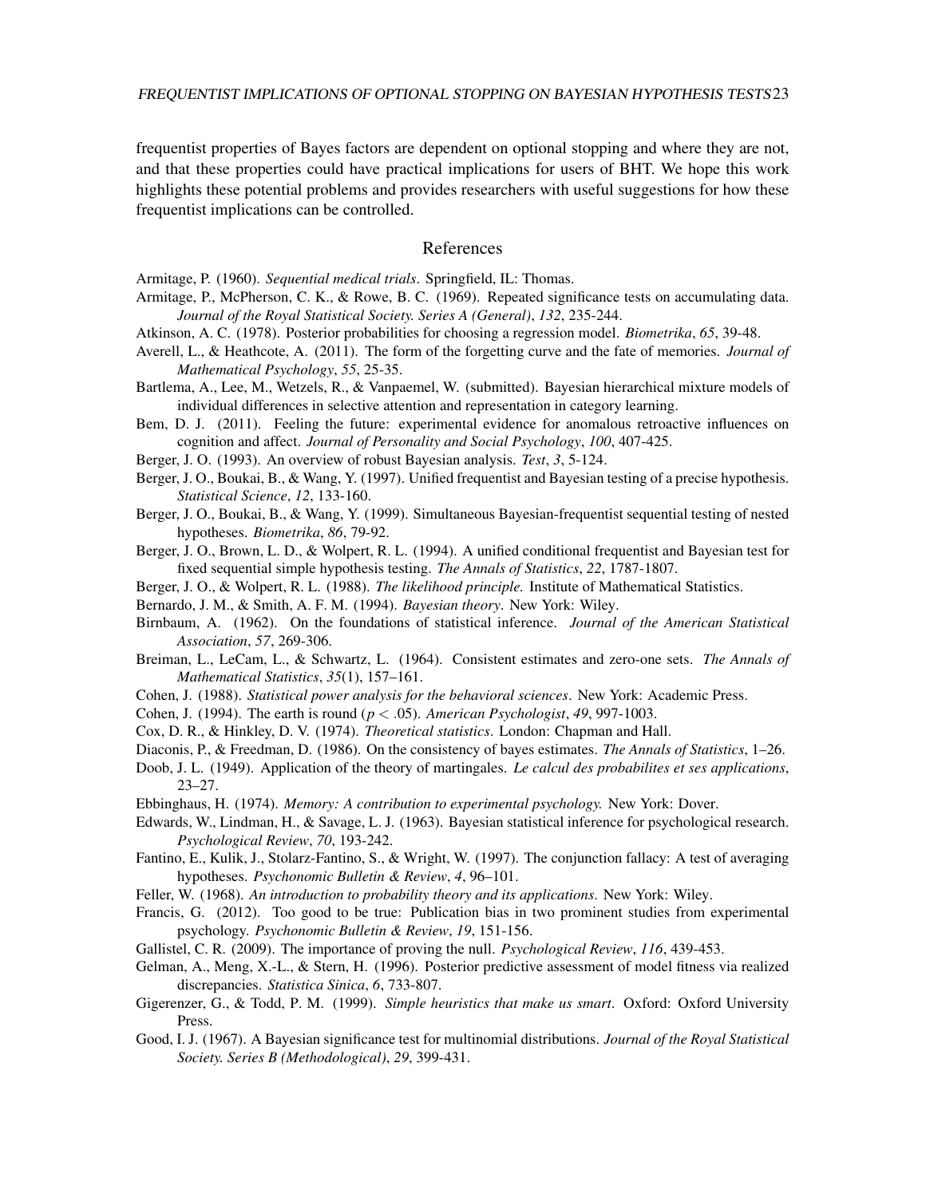frequentist properties of Bayes factors are dependent on optional stopping and where they are not, and that these properties could have practical implications for users of BHT. We hope this work highlights these potential problems and provides researchers with useful suggestions for how these frequentist implications can be controlled.

# References

Armitage, P. (1960). *Sequential medical trials*. Springfield, IL: Thomas.

Armitage, P., McPherson, C. K., & Rowe, B. C. (1969). Repeated significance tests on accumulating data. *Journal of the Royal Statistical Society. Series A (General)*, *132*, 235-244.

Atkinson, A. C. (1978). Posterior probabilities for choosing a regression model. *Biometrika*, *65*, 39-48.

Averell, L., & Heathcote, A. (2011). The form of the forgetting curve and the fate of memories. *Journal of Mathematical Psychology*, *55*, 25-35.

Bartlema, A., Lee, M., Wetzels, R., & Vanpaemel, W. (submitted). Bayesian hierarchical mixture models of individual differences in selective attention and representation in category learning.

Bem, D. J. (2011). Feeling the future: experimental evidence for anomalous retroactive influences on cognition and affect. *Journal of Personality and Social Psychology*, *100*, 407-425.

Berger, J. O. (1993). An overview of robust Bayesian analysis. *Test*, *3*, 5-124.

Berger, J. O., Boukai, B., & Wang, Y. (1997). Unified frequentist and Bayesian testing of a precise hypothesis. *Statistical Science*, *12*, 133-160.

Berger, J. O., Boukai, B., & Wang, Y. (1999). Simultaneous Bayesian-frequentist sequential testing of nested hypotheses. *Biometrika*, *86*, 79-92.

Berger, J. O., Brown, L. D., & Wolpert, R. L. (1994). A unified conditional frequentist and Bayesian test for fixed sequential simple hypothesis testing. *The Annals of Statistics*, *22*, 1787-1807.

Berger, J. O., & Wolpert, R. L. (1988). *The likelihood principle.* Institute of Mathematical Statistics.

Bernardo, J. M., & Smith, A. F. M. (1994). *Bayesian theory*. New York: Wiley.

Birnbaum, A. (1962). On the foundations of statistical inference. *Journal of the American Statistical Association*, *57*, 269-306.

Breiman, L., LeCam, L., & Schwartz, L. (1964). Consistent estimates and zero-one sets. *The Annals of Mathematical Statistics*, *35*(1), 157–161.

Cohen, J. (1988). *Statistical power analysis for the behavioral sciences*. New York: Academic Press.

Cohen, J. (1994). The earth is round ($p < .05$). *American Psychologist*, *49*, 997-1003.

Cox, D. R., & Hinkley, D. V. (1974). *Theoretical statistics*. London: Chapman and Hall.

Diaconis, P., & Freedman, D. (1986). On the consistency of bayes estimates. *The Annals of Statistics*, 1–26.

Doob, J. L. (1949). Application of the theory of martingales. *Le calcul des probabilites et ses applications*, 23–27.

Ebbinghaus, H. (1974). *Memory: A contribution to experimental psychology.* New York: Dover.

Edwards, W., Lindman, H., & Savage, L. J. (1963). Bayesian statistical inference for psychological research. *Psychological Review*, *70*, 193-242.

Fantino, E., Kulik, J., Stolarz-Fantino, S., & Wright, W. (1997). The conjunction fallacy: A test of averaging hypotheses. *Psychonomic Bulletin & Review*, *4*, 96–101.

Feller, W. (1968). *An introduction to probability theory and its applications*. New York: Wiley.

Francis, G. (2012). Too good to be true: Publication bias in two prominent studies from experimental psychology. *Psychonomic Bulletin & Review*, *19*, 151-156.

Gallistel, C. R. (2009). The importance of proving the null. *Psychological Review*, *116*, 439-453.

Gelman, A., Meng, X.-L., & Stern, H. (1996). Posterior predictive assessment of model fitness via realized discrepancies. *Statistica Sinica*, *6*, 733-807.

Gigerenzer, G., & Todd, P. M. (1999). *Simple heuristics that make us smart*. Oxford: Oxford University Press.

Good, I. J. (1967). A Bayesian significance test for multinomial distributions. *Journal of the Royal Statistical Society. Series B (Methodological)*, *29*, 399-431.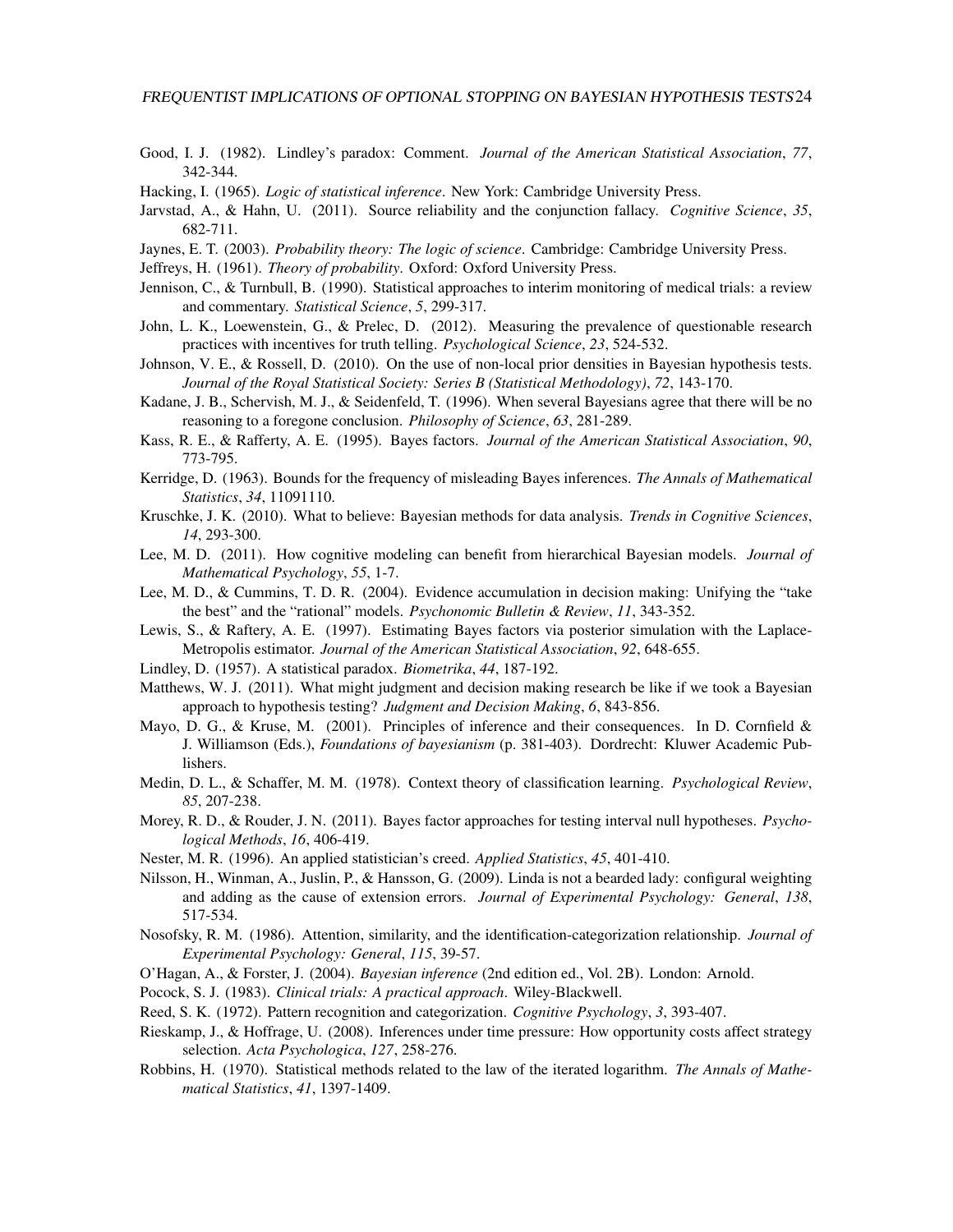Good, I. J. (1982). Lindley's paradox: Comment. *Journal of the American Statistical Association*, *77*, 342-344.

Hacking, I. (1965). *Logic of statistical inference*. New York: Cambridge University Press.

Jarvstad, A., & Hahn, U. (2011). Source reliability and the conjunction fallacy. *Cognitive Science*, *35*, 682-711.

Jaynes, E. T. (2003). *Probability theory: The logic of science*. Cambridge: Cambridge University Press.

Jeffreys, H. (1961). *Theory of probability*. Oxford: Oxford University Press.

Jennison, C., & Turnbull, B. (1990). Statistical approaches to interim monitoring of medical trials: a review and commentary. *Statistical Science*, *5*, 299-317.

John, L. K., Loewenstein, G., & Prelec, D. (2012). Measuring the prevalence of questionable research practices with incentives for truth telling. *Psychological Science*, *23*, 524-532.

Johnson, V. E., & Rossell, D. (2010). On the use of non-local prior densities in Bayesian hypothesis tests. *Journal of the Royal Statistical Society: Series B (Statistical Methodology)*, *72*, 143-170.

Kadane, J. B., Schervish, M. J., & Seidenfeld, T. (1996). When several Bayesians agree that there will be no reasoning to a foregone conclusion. *Philosophy of Science*, *63*, 281-289.

Kass, R. E., & Rafferty, A. E. (1995). Bayes factors. *Journal of the American Statistical Association*, *90*, 773-795.

Kerridge, D. (1963). Bounds for the frequency of misleading Bayes inferences. *The Annals of Mathematical Statistics*, *34*, 11091110.

Kruschke, J. K. (2010). What to believe: Bayesian methods for data analysis. *Trends in Cognitive Sciences*, *14*, 293-300.

Lee, M. D. (2011). How cognitive modeling can benefit from hierarchical Bayesian models. *Journal of Mathematical Psychology*, *55*, 1-7.

Lee, M. D., & Cummins, T. D. R. (2004). Evidence accumulation in decision making: Unifying the "take the best" and the "rational" models. *Psychonomic Bulletin & Review*, *11*, 343-352.

Lewis, S., & Raftery, A. E. (1997). Estimating Bayes factors via posterior simulation with the Laplace-Metropolis estimator. *Journal of the American Statistical Association*, *92*, 648-655.

Lindley, D. (1957). A statistical paradox. *Biometrika*, *44*, 187-192.

Matthews, W. J. (2011). What might judgment and decision making research be like if we took a Bayesian approach to hypothesis testing? *Judgment and Decision Making*, *6*, 843-856.

Mayo, D. G., & Kruse, M. (2001). Principles of inference and their consequences. In D. Cornfield & J. Williamson (Eds.), *Foundations of bayesianism* (p. 381-403). Dordrecht: Kluwer Academic Publishers.

Medin, D. L., & Schaffer, M. M. (1978). Context theory of classification learning. *Psychological Review*, *85*, 207-238.

Morey, R. D., & Rouder, J. N. (2011). Bayes factor approaches for testing interval null hypotheses. *Psychological Methods*, *16*, 406-419.

Nester, M. R. (1996). An applied statistician's creed. *Applied Statistics*, *45*, 401-410.

Nilsson, H., Winman, A., Juslin, P., & Hansson, G. (2009). Linda is not a bearded lady: configural weighting and adding as the cause of extension errors. *Journal of Experimental Psychology: General*, *138*, 517-534.

Nosofsky, R. M. (1986). Attention, similarity, and the identification-categorization relationship. *Journal of Experimental Psychology: General*, *115*, 39-57.

O'Hagan, A., & Forster, J. (2004). *Bayesian inference* (2nd edition ed., Vol. 2B). London: Arnold.

Pocock, S. J. (1983). *Clinical trials: A practical approach*. Wiley-Blackwell.

Reed, S. K. (1972). Pattern recognition and categorization. *Cognitive Psychology*, *3*, 393-407.

Rieskamp, J., & Hoffrage, U. (2008). Inferences under time pressure: How opportunity costs affect strategy selection. *Acta Psychologica*, *127*, 258-276.

Robbins, H. (1970). Statistical methods related to the law of the iterated logarithm. *The Annals of Mathematical Statistics*, *41*, 1397-1409.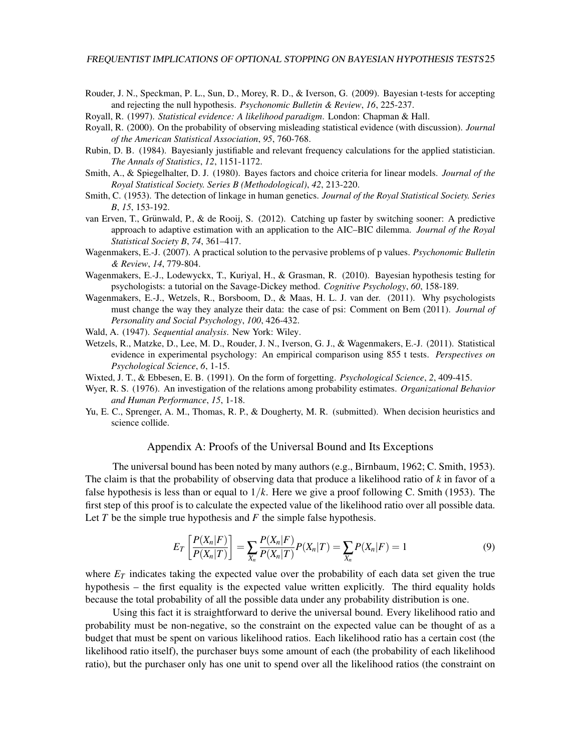Rouder, J. N., Speckman, P. L., Sun, D., Morey, R. D., & Iverson, G. (2009). Bayesian t-tests for accepting and rejecting the null hypothesis. *Psychonomic Bulletin & Review*, *16*, 225-237.

Royall, R. (1997). *Statistical evidence: A likelihood paradigm*. London: Chapman & Hall.

Royall, R. (2000). On the probability of observing misleading statistical evidence (with discussion). *Journal of the American Statistical Association*, *95*, 760-768.

Rubin, D. B. (1984). Bayesianly justifiable and relevant frequency calculations for the applied statistician. *The Annals of Statistics*, *12*, 1151-1172.

Smith, A., & Spiegelhalter, D. J. (1980). Bayes factors and choice criteria for linear models. *Journal of the Royal Statistical Society. Series B (Methodological)*, *42*, 213-220.

Smith, C. (1953). The detection of linkage in human genetics. *Journal of the Royal Statistical Society. Series B*, *15*, 153-192.

van Erven, T., Grünwald, P., & de Rooij, S. (2012). Catching up faster by switching sooner: A predictive approach to adaptive estimation with an application to the AIC–BIC dilemma. *Journal of the Royal Statistical Society B*, *74*, 361–417.

Wagenmakers, E.-J. (2007). A practical solution to the pervasive problems of p values. *Psychonomic Bulletin & Review*, *14*, 779-804.

Wagenmakers, E.-J., Lodewyckx, T., Kuriyal, H., & Grasman, R. (2010). Bayesian hypothesis testing for psychologists: a tutorial on the Savage-Dickey method. *Cognitive Psychology*, *60*, 158-189.

Wagenmakers, E.-J., Wetzels, R., Borsboom, D., & Maas, H. L. J. van der. (2011). Why psychologists must change the way they analyze their data: the case of psi: Comment on Bem (2011). *Journal of Personality and Social Psychology*, *100*, 426-432.

Wald, A. (1947). *Sequential analysis*. New York: Wiley.

Wetzels, R., Matzke, D., Lee, M. D., Rouder, J. N., Iverson, G. J., & Wagenmakers, E.-J. (2011). Statistical evidence in experimental psychology: An empirical comparison using 855 t tests. *Perspectives on Psychological Science*, *6*, 1-15.

Wixted, J. T., & Ebbesen, E. B. (1991). On the form of forgetting. *Psychological Science*, *2*, 409-415.

Wyer, R. S. (1976). An investigation of the relations among probability estimates. *Organizational Behavior and Human Performance*, *15*, 1-18.

Yu, E. C., Sprenger, A. M., Thomas, R. P., & Dougherty, M. R. (submitted). When decision heuristics and science collide.

## Appendix A: Proofs of the Universal Bound and Its Exceptions

The universal bound has been noted by many authors (e.g., Birnbaum, 1962; C. Smith, 1953). The claim is that the probability of observing data that produce a likelihood ratio of $k$ in favor of a false hypothesis is less than or equal to $1/k$. Here we give a proof following C. Smith (1953). The first step of this proof is to calculate the expected value of the likelihood ratio over all possible data. Let $T$ be the simple true hypothesis and $F$ the simple false hypothesis.

$$E_T\left[\frac{P(X_n|F)}{P(X_n|T)}\right] = \sum_{X_n} \frac{P(X_n|F)}{P(X_n|T)} P(X_n|T) = \sum_{X_n} P(X_n|F) = 1 \tag{9}$$

where $E_T$ indicates taking the expected value over the probability of each data set given the true hypothesis – the first equality is the expected value written explicitly. The third equality holds because the total probability of all the possible data under any probability distribution is one.

Using this fact it is straightforward to derive the universal bound. Every likelihood ratio and probability must be non-negative, so the constraint on the expected value can be thought of as a budget that must be spent on various likelihood ratios. Each likelihood ratio has a certain cost (the likelihood ratio itself), the purchaser buys some amount of each (the probability of each likelihood ratio), but the purchaser only has one unit to spend over all the likelihood ratios (the constraint on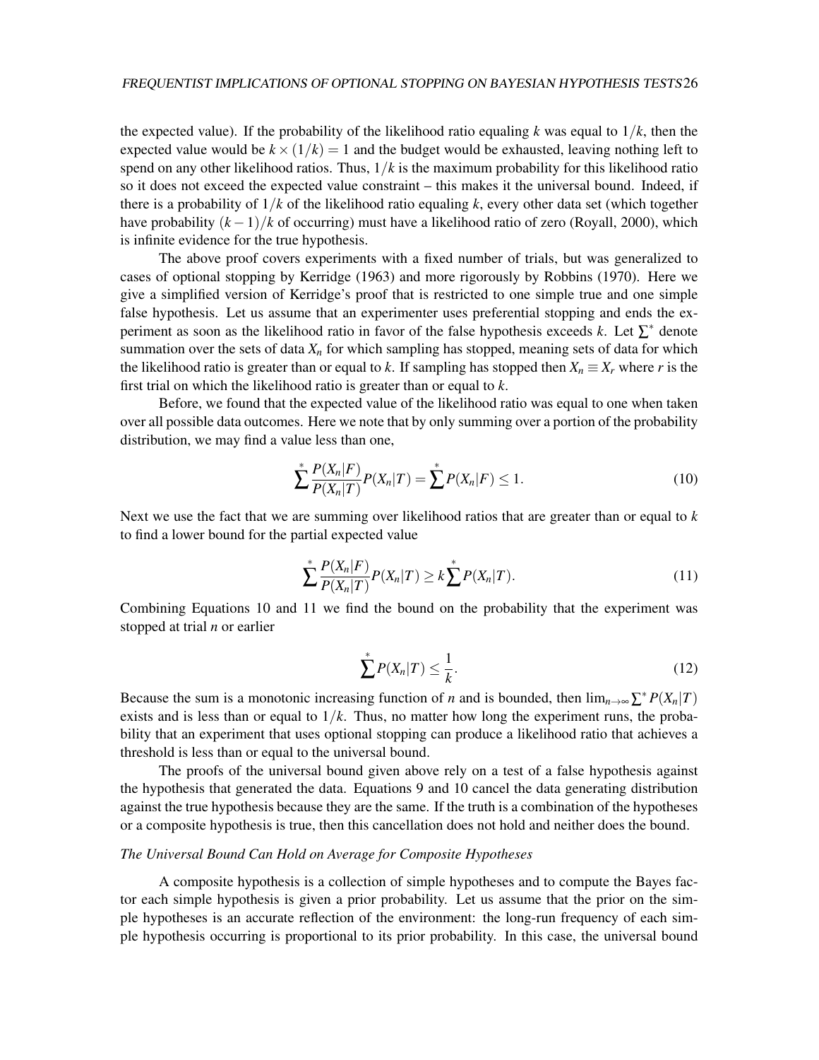the expected value). If the probability of the likelihood ratio equaling $k$ was equal to $1/k$, then the expected value would be $k \times (1/k) = 1$ and the budget would be exhausted, leaving nothing left to spend on any other likelihood ratios. Thus, $1/k$ is the maximum probability for this likelihood ratio so it does not exceed the expected value constraint – this makes it the universal bound. Indeed, if there is a probability of $1/k$ of the likelihood ratio equaling $k$, every other data set (which together have probability $(k-1)/k$ of occurring) must have a likelihood ratio of zero (Royall, 2000), which is infinite evidence for the true hypothesis.

The above proof covers experiments with a fixed number of trials, but was generalized to cases of optional stopping by Kerridge (1963) and more rigorously by Robbins (1970). Here we give a simplified version of Kerridge's proof that is restricted to one simple true and one simple false hypothesis. Let us assume that an experimenter uses preferential stopping and ends the experiment as soon as the likelihood ratio in favor of the false hypothesis exceeds $k$. Let $\sum^*$ denote summation over the sets of data $X_n$ for which sampling has stopped, meaning sets of data for which the likelihood ratio is greater than or equal to $k$. If sampling has stopped then $X_n \equiv X_r$ where $r$ is the first trial on which the likelihood ratio is greater than or equal to $k$.

Before, we found that the expected value of the likelihood ratio was equal to one when taken over all possible data outcomes. Here we note that by only summing over a portion of the probability distribution, we may find a value less than one,

$$\sum^* \frac{P(X_n|F)}{P(X_n|T)} P(X_n|T) = \sum^* P(X_n|F) \leq 1. \tag{10}$$

Next we use the fact that we are summing over likelihood ratios that are greater than or equal to $k$ to find a lower bound for the partial expected value

$$\sum^* \frac{P(X_n|F)}{P(X_n|T)} P(X_n|T) \geq k \sum^* P(X_n|T). \tag{11}$$

Combining Equations 10 and 11 we find the bound on the probability that the experiment was stopped at trial $n$ or earlier

$$\sum^* P(X_n|T) \leq \frac{1}{k}. \tag{12}$$

Because the sum is a monotonic increasing function of $n$ and is bounded, then $\lim_{n\to\infty} \sum^* P(X_n|T)$ exists and is less than or equal to $1/k$. Thus, no matter how long the experiment runs, the probability that an experiment that uses optional stopping can produce a likelihood ratio that achieves a threshold is less than or equal to the universal bound.

The proofs of the universal bound given above rely on a test of a false hypothesis against the hypothesis that generated the data. Equations 9 and 10 cancel the data generating distribution against the true hypothesis because they are the same. If the truth is a combination of the hypotheses or a composite hypothesis is true, then this cancellation does not hold and neither does the bound.

*The Universal Bound Can Hold on Average for Composite Hypotheses*

A composite hypothesis is a collection of simple hypotheses and to compute the Bayes factor each simple hypothesis is given a prior probability. Let us assume that the prior on the simple hypotheses is an accurate reflection of the environment: the long-run frequency of each simple hypothesis occurring is proportional to its prior probability. In this case, the universal bound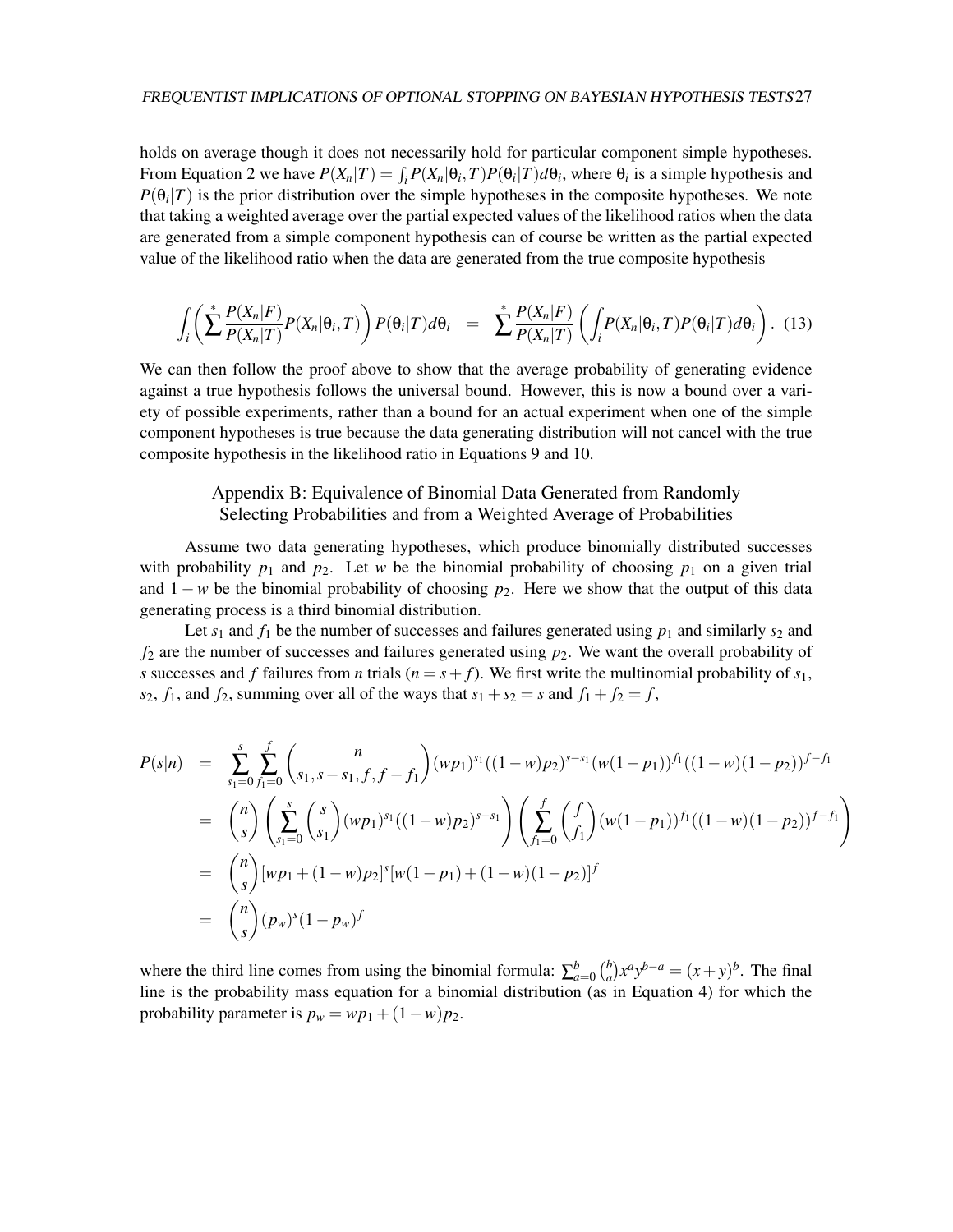holds on average though it does not necessarily hold for particular component simple hypotheses. From Equation 2 we have $P(X_n|T) = \int_i P(X_n|\theta_i, T)P(\theta_i|T)d\theta_i$, where $\theta_i$ is a simple hypothesis and $P(\theta_i|T)$ is the prior distribution over the simple hypotheses in the composite hypotheses. We note that taking a weighted average over the partial expected values of the likelihood ratios when the data are generated from a simple component hypothesis can of course be written as the partial expected value of the likelihood ratio when the data are generated from the true composite hypothesis

$$\int_i \left( \sum^{*} \frac{P(X_n|F)}{P(X_n|T)} P(X_n|\theta_i, T) \right) P(\theta_i|T) d\theta_i \quad = \quad \sum^{*} \frac{P(X_n|F)}{P(X_n|T)} \left( \int_i P(X_n|\theta_i, T) P(\theta_i|T) d\theta_i \right). \quad (13)$$

We can then follow the proof above to show that the average probability of generating evidence against a true hypothesis follows the universal bound. However, this is now a bound over a variety of possible experiments, rather than a bound for an actual experiment when one of the simple component hypotheses is true because the data generating distribution will not cancel with the true composite hypothesis in the likelihood ratio in Equations 9 and 10.

## Appendix B: Equivalence of Binomial Data Generated from Randomly Selecting Probabilities and from a Weighted Average of Probabilities

Assume two data generating hypotheses, which produce binomially distributed successes with probability $p_1$ and $p_2$. Let $w$ be the binomial probability of choosing $p_1$ on a given trial and $1-w$ be the binomial probability of choosing $p_2$. Here we show that the output of this data generating process is a third binomial distribution.

Let $s_1$ and $f_1$ be the number of successes and failures generated using $p_1$ and similarly $s_2$ and $f_2$ are the number of successes and failures generated using $p_2$. We want the overall probability of $s$ successes and $f$ failures from $n$ trials ($n = s + f$). We first write the multinomial probability of $s_1$, $s_2$, $f_1$, and $f_2$, summing over all of the ways that $s_1 + s_2 = s$ and $f_1 + f_2 = f$,

$$\begin{aligned}
P(s|n) &= \sum_{s_1=0}^{s} \sum_{f_1=0}^{f} \binom{n}{s_1, s-s_1, f, f-f_1} (wp_1)^{s_1} ((1-w)p_2)^{s-s_1} (w(1-p_1))^{f_1} ((1-w)(1-p_2))^{f-f_1} \\
&= \binom{n}{s} \left( \sum_{s_1=0}^{s} \binom{s}{s_1} (wp_1)^{s_1} ((1-w)p_2)^{s-s_1} \right) \left( \sum_{f_1=0}^{f} \binom{f}{f_1} (w(1-p_1))^{f_1} ((1-w)(1-p_2))^{f-f_1} \right) \\
&= \binom{n}{s} [wp_1 + (1-w)p_2]^s [w(1-p_1) + (1-w)(1-p_2)]^f \\
&= \binom{n}{s} (p_w)^s (1-p_w)^f
\end{aligned}$$

where the third line comes from using the binomial formula: $\sum_{a=0}^{b} \binom{b}{a} x^a y^{b-a} = (x+y)^b$. The final line is the probability mass equation for a binomial distribution (as in Equation 4) for which the probability parameter is $p_w = wp_1 + (1-w)p_2$.